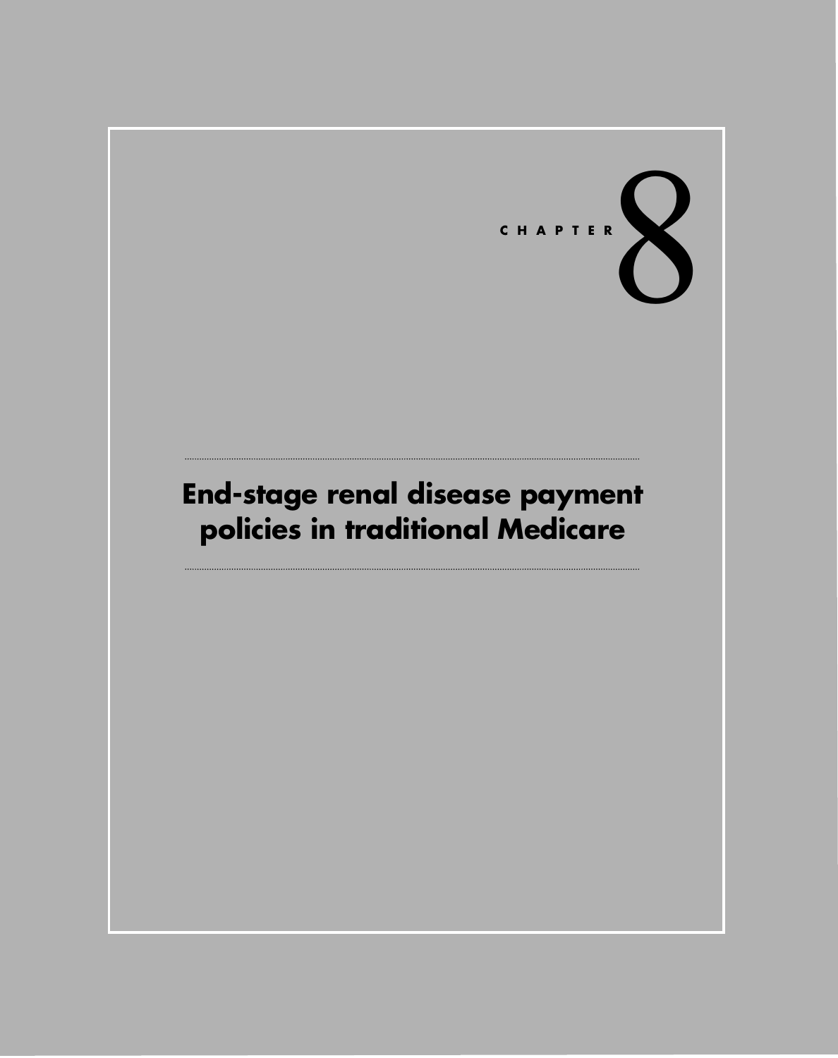CHAPTER 8

# End-stage renal disease payment policies in traditional Medicare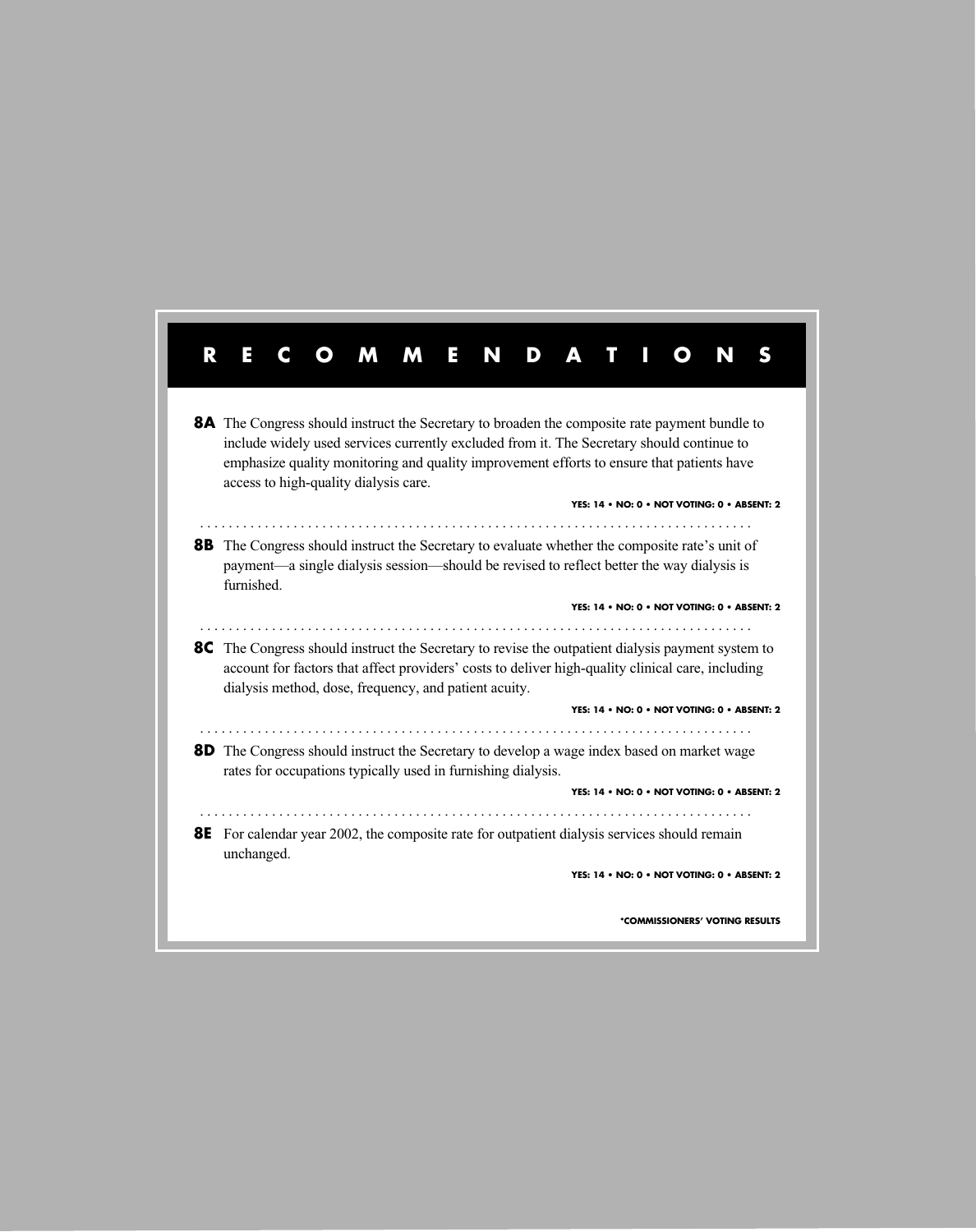# RECOMMENDATIONS

**8A** The Congress should instruct the Secretary to broaden the composite rate payment bundle to include widely used services currently excluded from it. The Secretary should continue to emphasize quality monitoring and quality improvement efforts to ensure that patients have access to high-quality dialysis care.

**YES: 14 • NO: 0 • NOT VOTING: 0 • ABSENT: 2**

---

**8B** The Congress should instruct the Secretary to evaluate whether the composite rate's unit of payment—a single dialysis session—should be revised to reflect better the way dialysis is furnished.

**YES: 14 • NO: 0 • NOT VOTING: 0 • ABSENT: 2**

---

**8C** The Congress should instruct the Secretary to revise the outpatient dialysis payment system to account for factors that affect providers' costs to deliver high-quality clinical care, including dialysis method, dose, frequency, and patient acuity.

**YES: 14 • NO: 0 • NOT VOTING: 0 • ABSENT: 2**

---

**8D** The Congress should instruct the Secretary to develop a wage index based on market wage rates for occupations typically used in furnishing dialysis.

**YES: 14 • NO: 0 • NOT VOTING: 0 • ABSENT: 2**

---

**8E** For calendar year 2002, the composite rate for outpatient dialysis services should remain unchanged.

**YES: 14 • NO: 0 • NOT VOTING: 0 • ABSENT: 2**

*COMMISSIONERS' VOTING RESULTS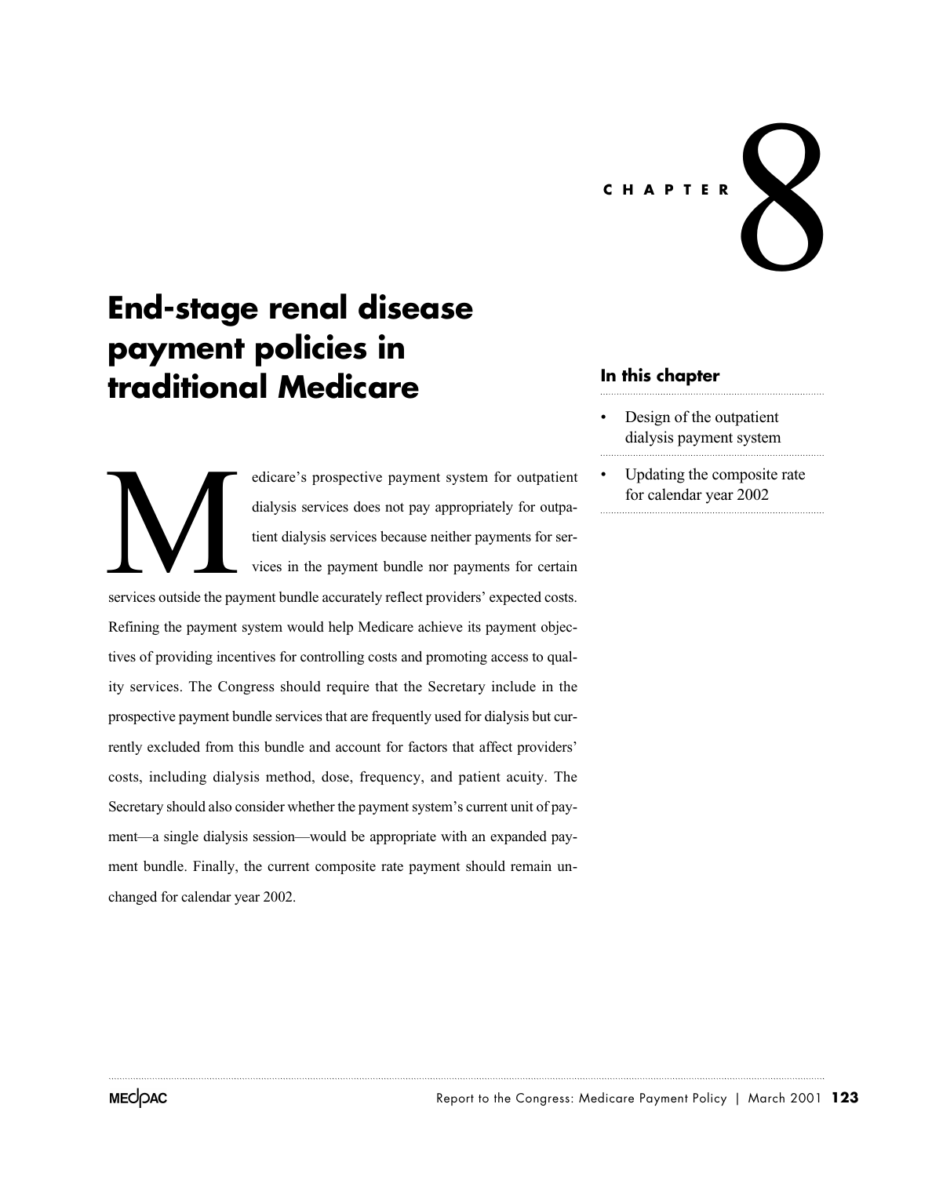CHAPTER 8

# End-stage renal disease payment policies in traditional Medicare

**In this chapter**

- Design of the outpatient dialysis payment system
- Updating the composite rate for calendar year 2002

Medicare's prospective payment system for outpatient dialysis services does not pay appropriately for outpatient dialysis services because neither payments for services in the payment bundle nor payments for certain services outside the payment bundle accurately reflect providers' expected costs. Refining the payment system would help Medicare achieve its payment objectives of providing incentives for controlling costs and promoting access to quality services. The Congress should require that the Secretary include in the prospective payment bundle services that are frequently used for dialysis but currently excluded from this bundle and account for factors that affect providers' costs, including dialysis method, dose, frequency, and patient acuity. The Secretary should also consider whether the payment system's current unit of payment—a single dialysis session—would be appropriate with an expanded payment bundle. Finally, the current composite rate payment should remain unchanged for calendar year 2002.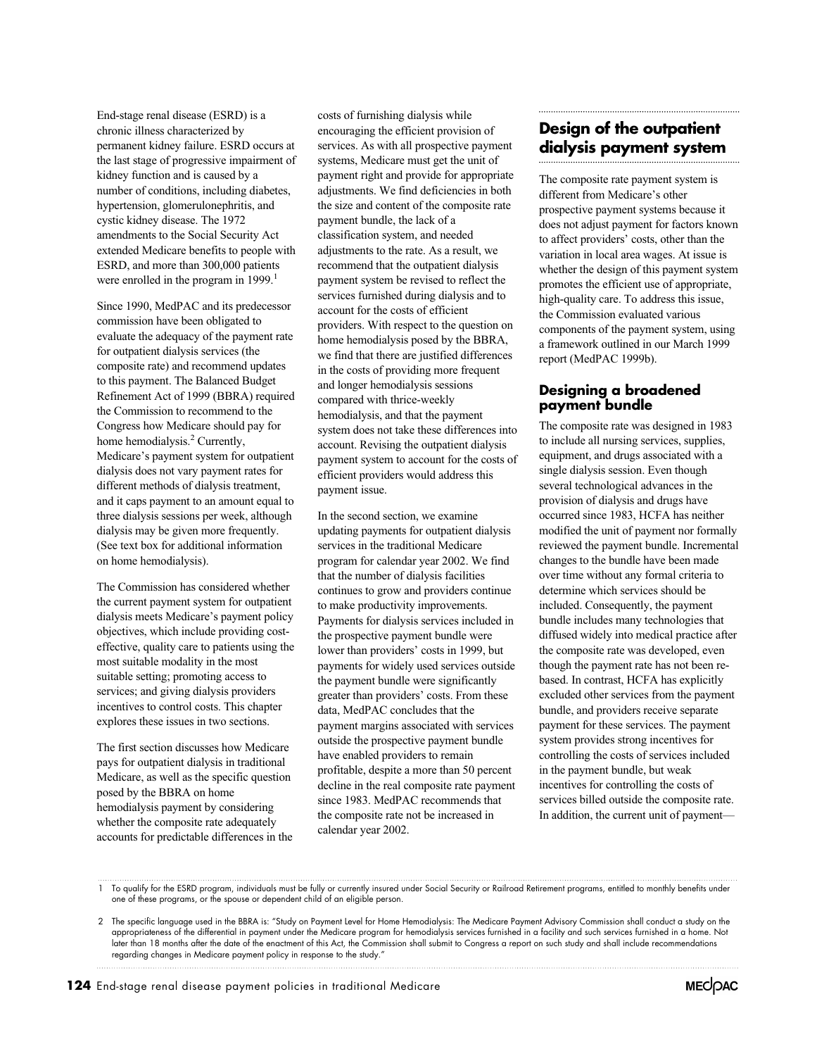End-stage renal disease (ESRD) is a chronic illness characterized by permanent kidney failure. ESRD occurs at the last stage of progressive impairment of kidney function and is caused by a number of conditions, including diabetes, hypertension, glomerulonephritis, and cystic kidney disease. The 1972 amendments to the Social Security Act extended Medicare benefits to people with ESRD, and more than 300,000 patients were enrolled in the program in 1999.[1]

Since 1990, MedPAC and its predecessor commission have been obligated to evaluate the adequacy of the payment rate for outpatient dialysis services (the composite rate) and recommend updates to this payment. The Balanced Budget Refinement Act of 1999 (BBRA) required the Commission to recommend to the Congress how Medicare should pay for home hemodialysis.[2] Currently, Medicare's payment system for outpatient dialysis does not vary payment rates for different methods of dialysis treatment, and it caps payment to an amount equal to three dialysis sessions per week, although dialysis may be given more frequently. (See text box for additional information on home hemodialysis).

The Commission has considered whether the current payment system for outpatient dialysis meets Medicare's payment policy objectives, which include providing cost-effective, quality care to patients using the most suitable modality in the most suitable setting; promoting access to services; and giving dialysis providers incentives to control costs. This chapter explores these issues in two sections.

The first section discusses how Medicare pays for outpatient dialysis in traditional Medicare, as well as the specific question posed by the BBRA on home hemodialysis payment by considering whether the composite rate adequately accounts for predictable differences in the costs of furnishing dialysis while encouraging the efficient provision of services. As with all prospective payment systems, Medicare must get the unit of payment right and provide for appropriate adjustments. We find deficiencies in both the size and content of the composite rate payment bundle, the lack of a classification system, and needed adjustments to the rate. As a result, we recommend that the outpatient dialysis payment system be revised to reflect the services furnished during dialysis and to account for the costs of efficient providers. With respect to the question on home hemodialysis posed by the BBRA, we find that there are justified differences in the costs of providing more frequent and longer hemodialysis sessions compared with thrice-weekly hemodialysis, and that the payment system does not take these differences into account. Revising the outpatient dialysis payment system to account for the costs of efficient providers would address this payment issue.

In the second section, we examine updating payments for outpatient dialysis services in the traditional Medicare program for calendar year 2002. We find that the number of dialysis facilities continues to grow and providers continue to make productivity improvements. Payments for dialysis services included in the prospective payment bundle were lower than providers' costs in 1999, but payments for widely used services outside the payment bundle were significantly greater than providers' costs. From these data, MedPAC concludes that the payment margins associated with services outside the prospective payment bundle have enabled providers to remain profitable, despite a more than 50 percent decline in the real composite rate payment since 1983. MedPAC recommends that the composite rate not be increased in calendar year 2002.

## Design of the outpatient dialysis payment system

The composite rate payment system is different from Medicare's other prospective payment systems because it does not adjust payment for factors known to affect providers' costs, other than the variation in local area wages. At issue is whether the design of this payment system promotes the efficient use of appropriate, high-quality care. To address this issue, the Commission evaluated various components of the payment system, using a framework outlined in our March 1999 report (MedPAC 1999b).

### Designing a broadened payment bundle

The composite rate was designed in 1983 to include all nursing services, supplies, equipment, and drugs associated with a single dialysis session. Even though several technological advances in the provision of dialysis and drugs have occurred since 1983, HCFA has neither modified the unit of payment nor formally reviewed the payment bundle. Incremental changes to the bundle have been made over time without any formal criteria to determine which services should be included. Consequently, the payment bundle includes many technologies that diffused widely into medical practice after the composite rate was developed, even though the payment rate has not been re-based. In contrast, HCFA has explicitly excluded other services from the payment bundle, and providers receive separate payment for these services. The payment system provides strong incentives for controlling the costs of services included in the payment bundle, but weak incentives for controlling the costs of services billed outside the composite rate. In addition, the current unit of payment—

1 To qualify for the ESRD program, individuals must be fully or currently insured under Social Security or Railroad Retirement programs, entitled to monthly benefits under one of these programs, or the spouse or dependent child of an eligible person.

2 The specific language used in the BBRA is: "Study on Payment Level for Home Hemodialysis: The Medicare Payment Advisory Commission shall conduct a study on the appropriateness of the differential in payment under the Medicare program for hemodialysis services furnished in a facility and such services furnished in a home. Not later than 18 months after the date of the enactment of this Act, the Commission shall submit to Congress a report on such study and shall include recommendations regarding changes in Medicare payment policy in response to the study."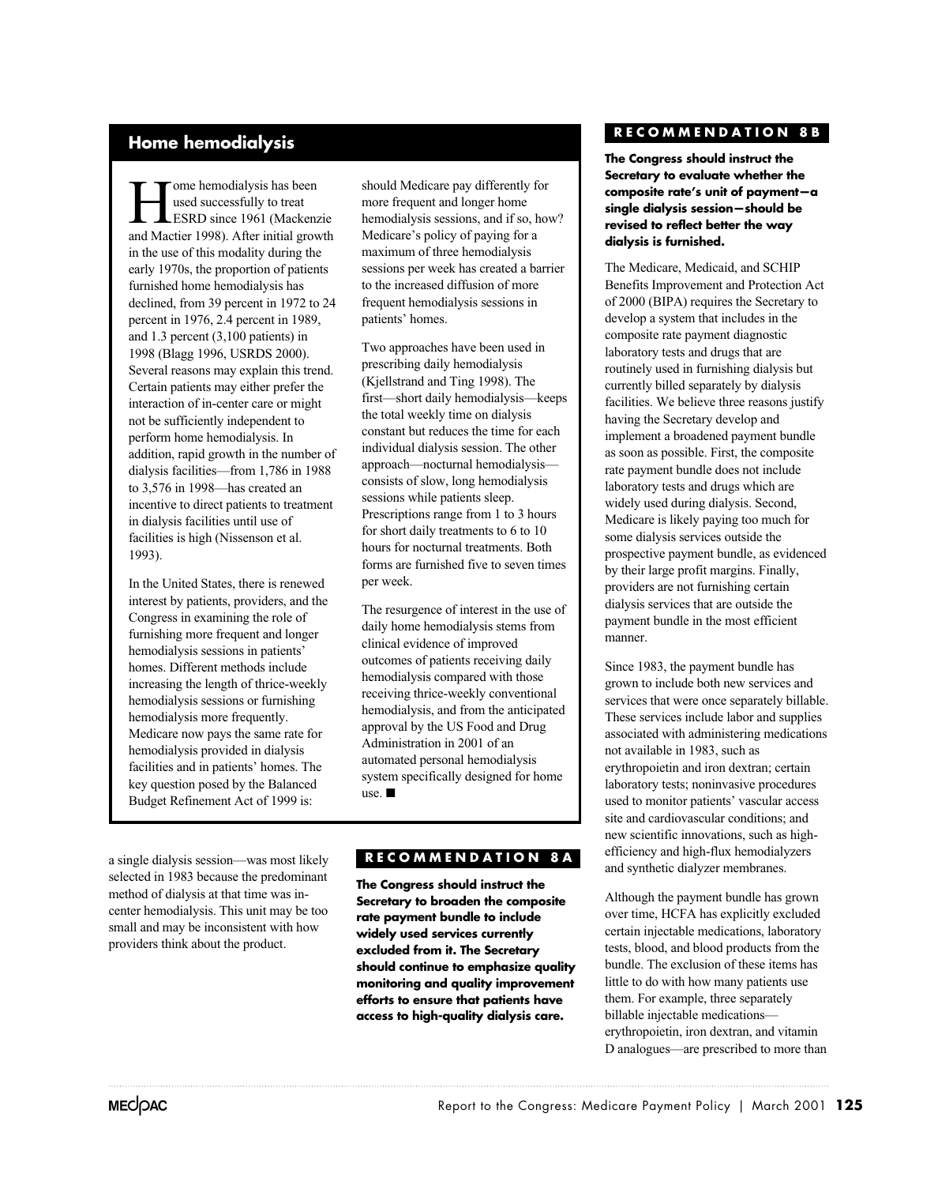## Home hemodialysis

Home hemodialysis has been used successfully to treat ESRD since 1961 (Mackenzie and Mactier 1998). After initial growth in the use of this modality during the early 1970s, the proportion of patients furnished home hemodialysis has declined, from 39 percent in 1972 to 24 percent in 1976, 2.4 percent in 1989, and 1.3 percent (3,100 patients) in 1998 (Blagg 1996, USRDS 2000). Several reasons may explain this trend. Certain patients may either prefer the interaction of in-center care or might not be sufficiently independent to perform home hemodialysis. In addition, rapid growth in the number of dialysis facilities—from 1,786 in 1988 to 3,576 in 1998—has created an incentive to direct patients to treatment in dialysis facilities until use of facilities is high (Nissenson et al. 1993).

In the United States, there is renewed interest by patients, providers, and the Congress in examining the role of furnishing more frequent and longer hemodialysis sessions in patients' homes. Different methods include increasing the length of thrice-weekly hemodialysis sessions or furnishing hemodialysis more frequently. Medicare now pays the same rate for hemodialysis provided in dialysis facilities and in patients' homes. The key question posed by the Balanced Budget Refinement Act of 1999 is: should Medicare pay differently for more frequent and longer home hemodialysis sessions, and if so, how? Medicare's policy of paying for a maximum of three hemodialysis sessions per week has created a barrier to the increased diffusion of more frequent hemodialysis sessions in patients' homes.

Two approaches have been used in prescribing daily hemodialysis (Kjellstrand and Ting 1998). The first—short daily hemodialysis—keeps the total weekly time on dialysis constant but reduces the time for each individual dialysis session. The other approach—nocturnal hemodialysis—consists of slow, long hemodialysis sessions while patients sleep. Prescriptions range from 1 to 3 hours for short daily treatments to 6 to 10 hours for nocturnal treatments. Both forms are furnished five to seven times per week.

The resurgence of interest in the use of daily home hemodialysis stems from clinical evidence of improved outcomes of patients receiving daily hemodialysis compared with those receiving thrice-weekly conventional hemodialysis, and from the anticipated approval by the US Food and Drug Administration in 2001 of an automated personal hemodialysis system specifically designed for home use. ■

a single dialysis session—was most likely selected in 1983 because the predominant method of dialysis at that time was in-center hemodialysis. This unit may be too small and may be inconsistent with how providers think about the product.

**RECOMMENDATION 8A**

**The Congress should instruct the Secretary to broaden the composite rate payment bundle to include widely used services currently excluded from it. The Secretary should continue to emphasize quality monitoring and quality improvement efforts to ensure that patients have access to high-quality dialysis care.**

**RECOMMENDATION 8B**

**The Congress should instruct the Secretary to evaluate whether the composite rate's unit of payment—a single dialysis session—should be revised to reflect better the way dialysis is furnished.**

The Medicare, Medicaid, and SCHIP Benefits Improvement and Protection Act of 2000 (BIPA) requires the Secretary to develop a system that includes in the composite rate payment diagnostic laboratory tests and drugs that are routinely used in furnishing dialysis but currently billed separately by dialysis facilities. We believe three reasons justify having the Secretary develop and implement a broadened payment bundle as soon as possible. First, the composite rate payment bundle does not include laboratory tests and drugs which are widely used during dialysis. Second, Medicare is likely paying too much for some dialysis services outside the prospective payment bundle, as evidenced by their large profit margins. Finally, providers are not furnishing certain dialysis services that are outside the payment bundle in the most efficient manner.

Since 1983, the payment bundle has grown to include both new services and services that were once separately billable. These services include labor and supplies associated with administering medications not available in 1983, such as erythropoietin and iron dextran; certain laboratory tests; noninvasive procedures used to monitor patients' vascular access site and cardiovascular conditions; and new scientific innovations, such as high-efficiency and high-flux hemodialyzers and synthetic dialyzer membranes.

Although the payment bundle has grown over time, HCFA has explicitly excluded certain injectable medications, laboratory tests, blood, and blood products from the bundle. The exclusion of these items has little to do with how many patients use them. For example, three separately billable injectable medications—erythropoietin, iron dextran, and vitamin D analogues—are prescribed to more than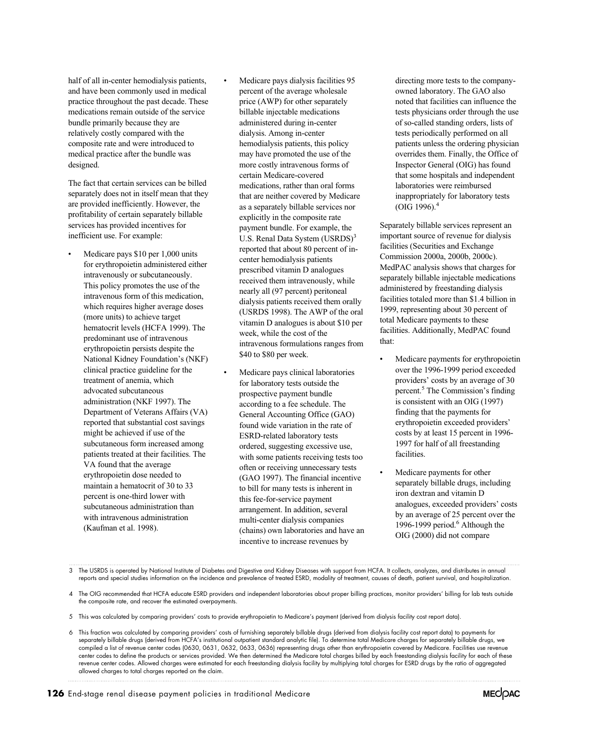half of all in-center hemodialysis patients, and have been commonly used in medical practice throughout the past decade. These medications remain outside of the service bundle primarily because they are relatively costly compared with the composite rate and were introduced to medical practice after the bundle was designed.

The fact that certain services can be billed separately does not in itself mean that they are provided inefficiently. However, the profitability of certain separately billable services has provided incentives for inefficient use. For example:

- Medicare pays $10 per 1,000 units for erythropoietin administered either intravenously or subcutaneously. This policy promotes the use of the intravenous form of this medication, which requires higher average doses (more units) to achieve target hematocrit levels (HCFA 1999). The predominant use of intravenous erythropoietin persists despite the National Kidney Foundation's (NKF) clinical practice guideline for the treatment of anemia, which advocated subcutaneous administration (NKF 1997). The Department of Veterans Affairs (VA) reported that substantial cost savings might be achieved if use of the subcutaneous form increased among patients treated at their facilities. The VA found that the average erythropoietin dose needed to maintain a hematocrit of 30 to 33 percent is one-third lower with subcutaneous administration than with intravenous administration (Kaufman et al. 1998).
- Medicare pays dialysis facilities 95 percent of the average wholesale price (AWP) for other separately billable injectable medications administered during in-center dialysis. Among in-center hemodialysis patients, this policy may have promoted the use of the more costly intravenous forms of certain Medicare-covered medications, rather than oral forms that are neither covered by Medicare as a separately billable services nor explicitly in the composite rate payment bundle. For example, the U.S. Renal Data System (USRDS)[3] reported that about 80 percent of in-center hemodialysis patients prescribed vitamin D analogues received them intravenously, while nearly all (97 percent) peritoneal dialysis patients received them orally (USRDS 1998). The AWP of the oral vitamin D analogues is about $10 per week, while the cost of the intravenous formulations ranges from $40 to $80 per week.
- Medicare pays clinical laboratories for laboratory tests outside the prospective payment bundle according to a fee schedule. The General Accounting Office (GAO) found wide variation in the rate of ESRD-related laboratory tests ordered, suggesting excessive use, with some patients receiving tests too often or receiving unnecessary tests (GAO 1997). The financial incentive to bill for many tests is inherent in this fee-for-service payment arrangement. In addition, several multi-center dialysis companies (chains) own laboratories and have an incentive to increase revenues by directing more tests to the company-owned laboratory. The GAO also noted that facilities can influence the tests physicians order through the use of so-called standing orders, lists of tests periodically performed on all patients unless the ordering physician overrides them. Finally, the Office of Inspector General (OIG) has found that some hospitals and independent laboratories were reimbursed inappropriately for laboratory tests (OIG 1996).[4]

Separately billable services represent an important source of revenue for dialysis facilities (Securities and Exchange Commission 2000a, 2000b, 2000c). MedPAC analysis shows that charges for separately billable injectable medications administered by freestanding dialysis facilities totaled more than $1.4 billion in 1999, representing about 30 percent of total Medicare payments to these facilities. Additionally, MedPAC found that:

- Medicare payments for erythropoietin over the 1996-1999 period exceeded providers' costs by an average of 30 percent.[5] The Commission's finding is consistent with an OIG (1997) finding that the payments for erythropoietin exceeded providers' costs by at least 15 percent in 1996-1997 for half of all freestanding facilities.
- Medicare payments for other separately billable drugs, including iron dextran and vitamin D analogues, exceeded providers' costs by an average of 25 percent over the 1996-1999 period.[6] Although the OIG (2000) did not compare

---

3 The USRDS is operated by National Institute of Diabetes and Digestive and Kidney Diseases with support from HCFA. It collects, analyzes, and distributes in annual reports and special studies information on the incidence and prevalence of treated ESRD, modality of treatment, causes of death, patient survival, and hospitalization.

4 The OIG recommended that HCFA educate ESRD providers and independent laboratories about proper billing practices, monitor providers' billing for lab tests outside the composite rate, and recover the estimated overpayments.

5 This was calculated by comparing providers' costs to provide erythropoietin to Medicare's payment (derived from dialysis facility cost report data).

6 This fraction was calculated by comparing providers' costs of furnishing separately billable drugs (derived from dialysis facility cost report data) to payments for separately billable drugs (derived from HCFA's institutional outpatient standard analytic file). To determine total Medicare charges for separately billable drugs, we compiled a list of revenue center codes (0630, 0631, 0632, 0633, 0636) representing drugs other than erythropoietin covered by Medicare. Facilities use revenue center codes to define the products or services provided. We then determined the Medicare total charges billed by each freestanding dialysis facility for each of these revenue center codes. Allowed charges were estimated for each freestanding dialysis facility by multiplying total charges for ESRD drugs by the ratio of aggregated allowed charges to total charges reported on the claim.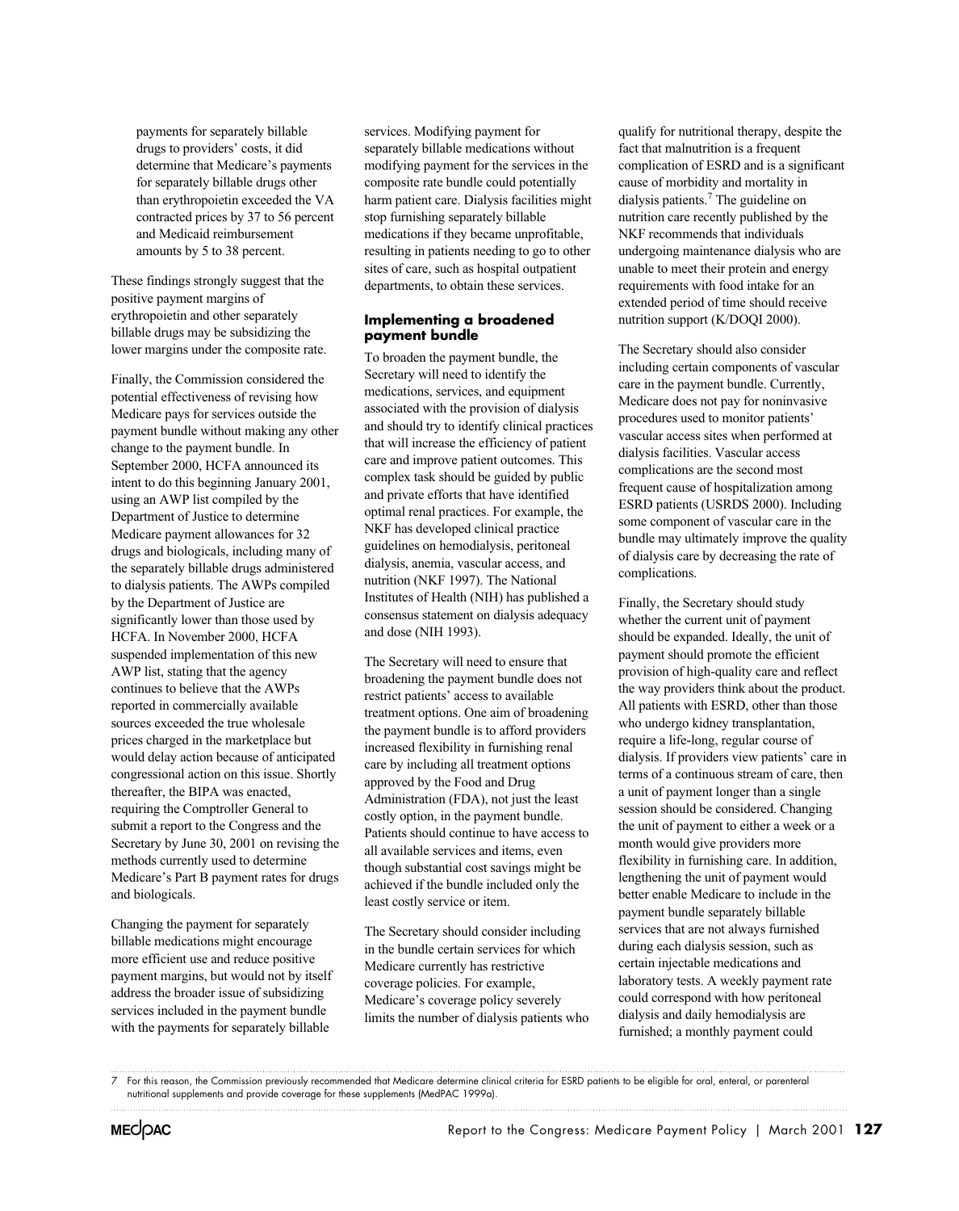payments for separately billable drugs to providers' costs, it did determine that Medicare's payments for separately billable drugs other than erythropoietin exceeded the VA contracted prices by 37 to 56 percent and Medicaid reimbursement amounts by 5 to 38 percent.

These findings strongly suggest that the positive payment margins of erythropoietin and other separately billable drugs may be subsidizing the lower margins under the composite rate.

Finally, the Commission considered the potential effectiveness of revising how Medicare pays for services outside the payment bundle without making any other change to the payment bundle. In September 2000, HCFA announced its intent to do this beginning January 2001, using an AWP list compiled by the Department of Justice to determine Medicare payment allowances for 32 drugs and biologicals, including many of the separately billable drugs administered to dialysis patients. The AWPs compiled by the Department of Justice are significantly lower than those used by HCFA. In November 2000, HCFA suspended implementation of this new AWP list, stating that the agency continues to believe that the AWPs reported in commercially available sources exceeded the true wholesale prices charged in the marketplace but would delay action because of anticipated congressional action on this issue. Shortly thereafter, the BIPA was enacted, requiring the Comptroller General to submit a report to the Congress and the Secretary by June 30, 2001 on revising the methods currently used to determine Medicare's Part B payment rates for drugs and biologicals.

Changing the payment for separately billable medications might encourage more efficient use and reduce positive payment margins, but would not by itself address the broader issue of subsidizing services included in the payment bundle with the payments for separately billable services. Modifying payment for separately billable medications without modifying payment for the services in the composite rate bundle could potentially harm patient care. Dialysis facilities might stop furnishing separately billable medications if they became unprofitable, resulting in patients needing to go to other sites of care, such as hospital outpatient departments, to obtain these services.

### Implementing a broadened payment bundle

To broaden the payment bundle, the Secretary will need to identify the medications, services, and equipment associated with the provision of dialysis and should try to identify clinical practices that will increase the efficiency of patient care and improve patient outcomes. This complex task should be guided by public and private efforts that have identified optimal renal practices. For example, the NKF has developed clinical practice guidelines on hemodialysis, peritoneal dialysis, anemia, vascular access, and nutrition (NKF 1997). The National Institutes of Health (NIH) has published a consensus statement on dialysis adequacy and dose (NIH 1993).

The Secretary will need to ensure that broadening the payment bundle does not restrict patients' access to available treatment options. One aim of broadening the payment bundle is to afford providers increased flexibility in furnishing renal care by including all treatment options approved by the Food and Drug Administration (FDA), not just the least costly option, in the payment bundle. Patients should continue to have access to all available services and items, even though substantial cost savings might be achieved if the bundle included only the least costly service or item.

The Secretary should consider including in the bundle certain services for which Medicare currently has restrictive coverage policies. For example, Medicare's coverage policy severely limits the number of dialysis patients who qualify for nutritional therapy, despite the fact that malnutrition is a frequent complication of ESRD and is a significant cause of morbidity and mortality in dialysis patients.[7] The guideline on nutrition care recently published by the NKF recommends that individuals undergoing maintenance dialysis who are unable to meet their protein and energy requirements with food intake for an extended period of time should receive nutrition support (K/DOQI 2000).

The Secretary should also consider including certain components of vascular care in the payment bundle. Currently, Medicare does not pay for noninvasive procedures used to monitor patients' vascular access sites when performed at dialysis facilities. Vascular access complications are the second most frequent cause of hospitalization among ESRD patients (USRDS 2000). Including some component of vascular care in the bundle may ultimately improve the quality of dialysis care by decreasing the rate of complications.

Finally, the Secretary should study whether the current unit of payment should be expanded. Ideally, the unit of payment should promote the efficient provision of high-quality care and reflect the way providers think about the product. All patients with ESRD, other than those who undergo kidney transplantation, require a life-long, regular course of dialysis. If providers view patients' care in terms of a continuous stream of care, then a unit of payment longer than a single session should be considered. Changing the unit of payment to either a week or a month would give providers more flexibility in furnishing care. In addition, lengthening the unit of payment would better enable Medicare to include in the payment bundle separately billable services that are not always furnished during each dialysis session, such as certain injectable medications and laboratory tests. A weekly payment rate could correspond with how peritoneal dialysis and daily hemodialysis are furnished; a monthly payment could

---

7 For this reason, the Commission previously recommended that Medicare determine clinical criteria for ESRD patients to be eligible for oral, enteral, or parenteral nutritional supplements and provide coverage for these supplements (MedPAC 1999a).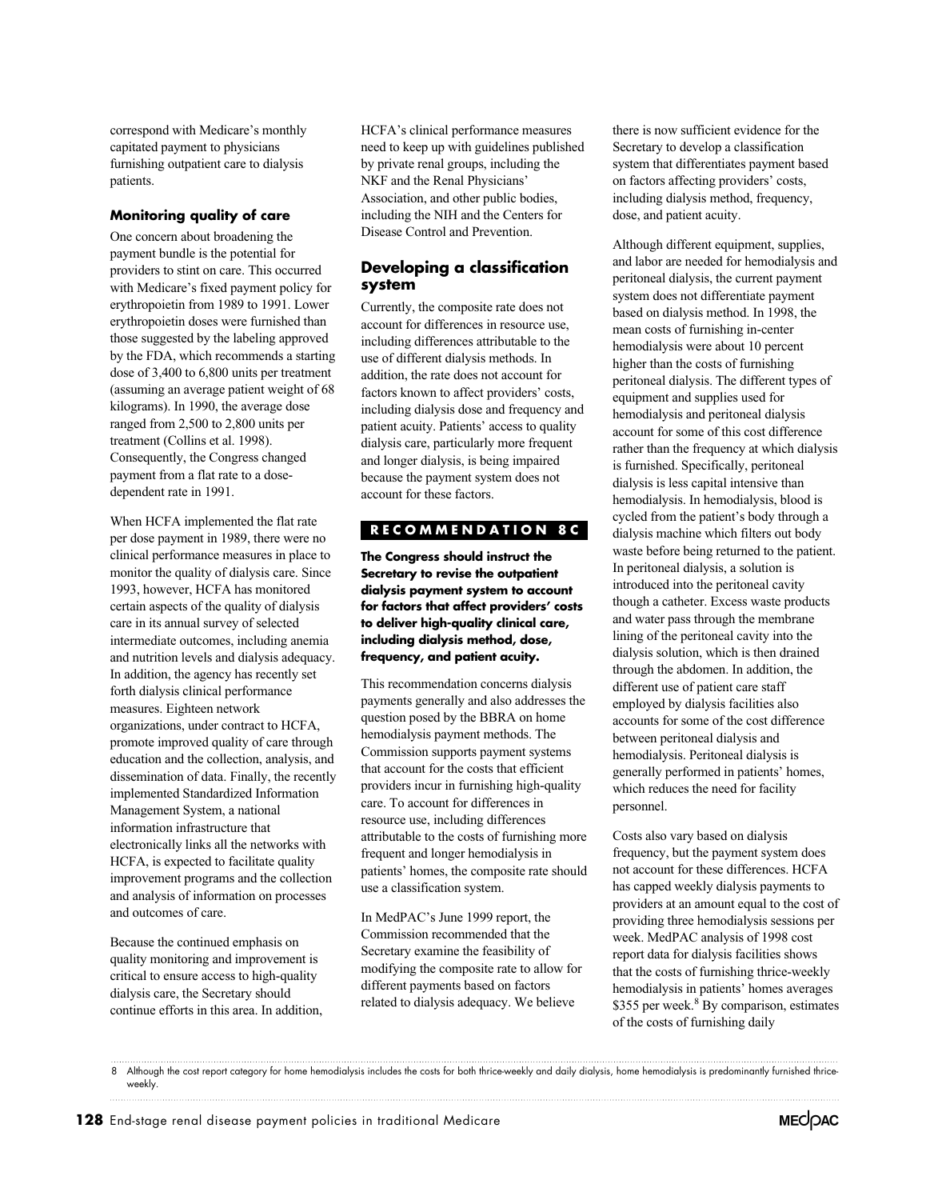correspond with Medicare's monthly capitated payment to physicians furnishing outpatient care to dialysis patients.

### Monitoring quality of care

One concern about broadening the payment bundle is the potential for providers to stint on care. This occurred with Medicare's fixed payment policy for erythropoietin from 1989 to 1991. Lower erythropoietin doses were furnished than those suggested by the labeling approved by the FDA, which recommends a starting dose of 3,400 to 6,800 units per treatment (assuming an average patient weight of 68 kilograms). In 1990, the average dose ranged from 2,500 to 2,800 units per treatment (Collins et al. 1998). Consequently, the Congress changed payment from a flat rate to a dose-dependent rate in 1991.

When HCFA implemented the flat rate per dose payment in 1989, there were no clinical performance measures in place to monitor the quality of dialysis care. Since 1993, however, HCFA has monitored certain aspects of the quality of dialysis care in its annual survey of selected intermediate outcomes, including anemia and nutrition levels and dialysis adequacy. In addition, the agency has recently set forth dialysis clinical performance measures. Eighteen network organizations, under contract to HCFA, promote improved quality of care through education and the collection, analysis, and dissemination of data. Finally, the recently implemented Standardized Information Management System, a national information infrastructure that electronically links all the networks with HCFA, is expected to facilitate quality improvement programs and the collection and analysis of information on processes and outcomes of care.

Because the continued emphasis on quality monitoring and improvement is critical to ensure access to high-quality dialysis care, the Secretary should continue efforts in this area. In addition, HCFA's clinical performance measures need to keep up with guidelines published by private renal groups, including the NKF and the Renal Physicians' Association, and other public bodies, including the NIH and the Centers for Disease Control and Prevention.

## Developing a classification system

Currently, the composite rate does not account for differences in resource use, including differences attributable to the use of different dialysis methods. In addition, the rate does not account for factors known to affect providers' costs, including dialysis dose and frequency and patient acuity. Patients' access to quality dialysis care, particularly more frequent and longer dialysis, is being impaired because the payment system does not account for these factors.

**RECOMMENDATION 8C**

**The Congress should instruct the Secretary to revise the outpatient dialysis payment system to account for factors that affect providers' costs to deliver high-quality clinical care, including dialysis method, dose, frequency, and patient acuity.**

This recommendation concerns dialysis payments generally and also addresses the question posed by the BBRA on home hemodialysis payment methods. The Commission supports payment systems that account for the costs that efficient providers incur in furnishing high-quality care. To account for differences in resource use, including differences attributable to the costs of furnishing more frequent and longer hemodialysis in patients' homes, the composite rate should use a classification system.

In MedPAC's June 1999 report, the Commission recommended that the Secretary examine the feasibility of modifying the composite rate to allow for different payments based on factors related to dialysis adequacy. We believe there is now sufficient evidence for the Secretary to develop a classification system that differentiates payment based on factors affecting providers' costs, including dialysis method, frequency, dose, and patient acuity.

Although different equipment, supplies, and labor are needed for hemodialysis and peritoneal dialysis, the current payment system does not differentiate payment based on dialysis method. In 1998, the mean costs of furnishing in-center hemodialysis were about 10 percent higher than the costs of furnishing peritoneal dialysis. The different types of equipment and supplies used for hemodialysis and peritoneal dialysis account for some of this cost difference rather than the frequency at which dialysis is furnished. Specifically, peritoneal dialysis is less capital intensive than hemodialysis. In hemodialysis, blood is cycled from the patient's body through a dialysis machine which filters out body waste before being returned to the patient. In peritoneal dialysis, a solution is introduced into the peritoneal cavity though a catheter. Excess waste products and water pass through the membrane lining of the peritoneal cavity into the dialysis solution, which is then drained through the abdomen. In addition, the different use of patient care staff employed by dialysis facilities also accounts for some of the cost difference between peritoneal dialysis and hemodialysis. Peritoneal dialysis is generally performed in patients' homes, which reduces the need for facility personnel.

Costs also vary based on dialysis frequency, but the payment system does not account for these differences. HCFA has capped weekly dialysis payments to providers at an amount equal to the cost of providing three hemodialysis sessions per week. MedPAC analysis of 1998 cost report data for dialysis facilities shows that the costs of furnishing thrice-weekly hemodialysis in patients' homes averages \$355 per week.[8] By comparison, estimates of the costs of furnishing daily

8 Although the cost report category for home hemodialysis includes the costs for both thrice-weekly and daily dialysis, home hemodialysis is predominantly furnished thrice-weekly.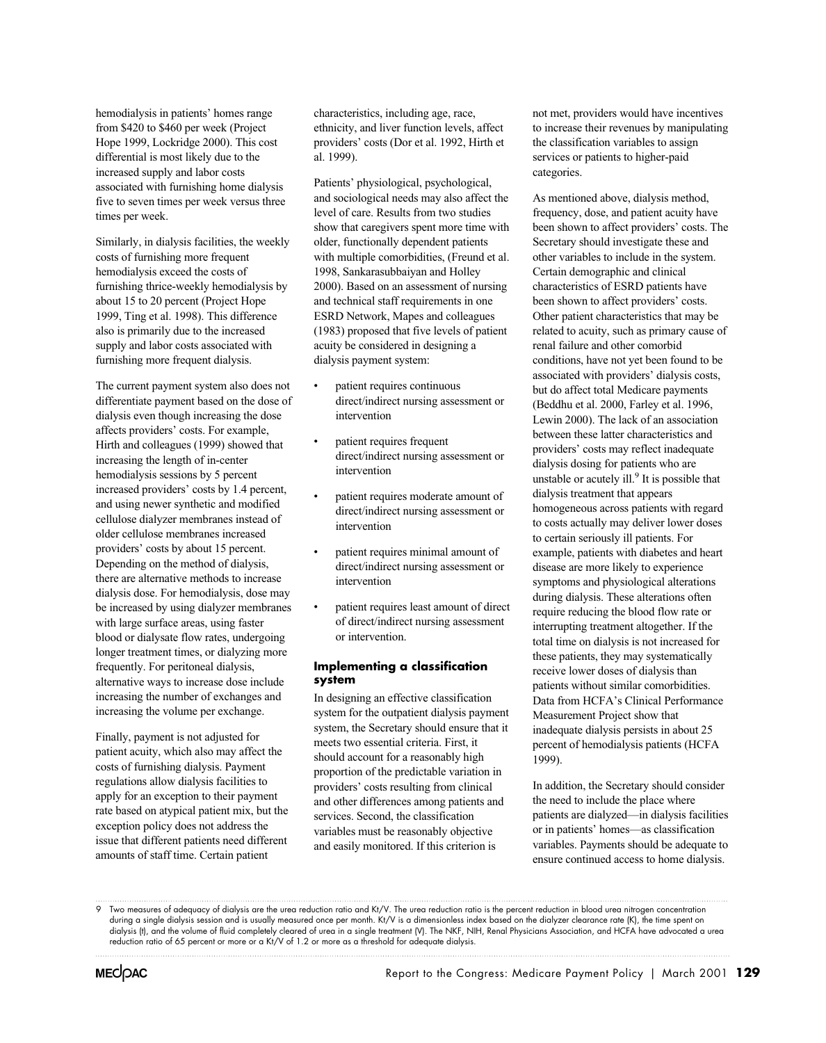hemodialysis in patients' homes range from $420 to $460 per week (Project Hope 1999, Lockridge 2000). This cost differential is most likely due to the increased supply and labor costs associated with furnishing home dialysis five to seven times per week versus three times per week.

Similarly, in dialysis facilities, the weekly costs of furnishing more frequent hemodialysis exceed the costs of furnishing thrice-weekly hemodialysis by about 15 to 20 percent (Project Hope 1999, Ting et al. 1998). This difference also is primarily due to the increased supply and labor costs associated with furnishing more frequent dialysis.

The current payment system also does not differentiate payment based on the dose of dialysis even though increasing the dose affects providers' costs. For example, Hirth and colleagues (1999) showed that increasing the length of in-center hemodialysis sessions by 5 percent increased providers' costs by 1.4 percent, and using newer synthetic and modified cellulose dialyzer membranes instead of older cellulose membranes increased providers' costs by about 15 percent. Depending on the method of dialysis, there are alternative methods to increase dialysis dose. For hemodialysis, dose may be increased by using dialyzer membranes with large surface areas, using faster blood or dialysate flow rates, undergoing longer treatment times, or dialyzing more frequently. For peritoneal dialysis, alternative ways to increase dose include increasing the number of exchanges and increasing the volume per exchange.

Finally, payment is not adjusted for patient acuity, which also may affect the costs of furnishing dialysis. Payment regulations allow dialysis facilities to apply for an exception to their payment rate based on atypical patient mix, but the exception policy does not address the issue that different patients need different amounts of staff time. Certain patient characteristics, including age, race, ethnicity, and liver function levels, affect providers' costs (Dor et al. 1992, Hirth et al. 1999).

Patients' physiological, psychological, and sociological needs may also affect the level of care. Results from two studies show that caregivers spent more time with older, functionally dependent patients with multiple comorbidities, (Freund et al. 1998, Sankarasubbaiyan and Holley 2000). Based on an assessment of nursing and technical staff requirements in one ESRD Network, Mapes and colleagues (1983) proposed that five levels of patient acuity be considered in designing a dialysis payment system:

- patient requires continuous direct/indirect nursing assessment or intervention
- patient requires frequent direct/indirect nursing assessment or intervention
- patient requires moderate amount of direct/indirect nursing assessment or intervention
- patient requires minimal amount of direct/indirect nursing assessment or intervention
- patient requires least amount of direct of direct/indirect nursing assessment or intervention.

### Implementing a classification system

In designing an effective classification system for the outpatient dialysis payment system, the Secretary should ensure that it meets two essential criteria. First, it should account for a reasonably high proportion of the predictable variation in providers' costs resulting from clinical and other differences among patients and services. Second, the classification variables must be reasonably objective and easily monitored. If this criterion is not met, providers would have incentives to increase their revenues by manipulating the classification variables to assign services or patients to higher-paid categories.

As mentioned above, dialysis method, frequency, dose, and patient acuity have been shown to affect providers' costs. The Secretary should investigate these and other variables to include in the system. Certain demographic and clinical characteristics of ESRD patients have been shown to affect providers' costs. Other patient characteristics that may be related to acuity, such as primary cause of renal failure and other comorbid conditions, have not yet been found to be associated with providers' dialysis costs, but do affect total Medicare payments (Beddhu et al. 2000, Farley et al. 1996, Lewin 2000). The lack of an association between these latter characteristics and providers' costs may reflect inadequate dialysis dosing for patients who are unstable or acutely ill.[9] It is possible that dialysis treatment that appears homogeneous across patients with regard to costs actually may deliver lower doses to certain seriously ill patients. For example, patients with diabetes and heart disease are more likely to experience symptoms and physiological alterations during dialysis. These alterations often require reducing the blood flow rate or interrupting treatment altogether. If the total time on dialysis is not increased for these patients, they may systematically receive lower doses of dialysis than patients without similar comorbidities. Data from HCFA's Clinical Performance Measurement Project show that inadequate dialysis persists in about 25 percent of hemodialysis patients (HCFA 1999).

In addition, the Secretary should consider the need to include the place where patients are dialyzed—in dialysis facilities or in patients' homes—as classification variables. Payments should be adequate to ensure continued access to home dialysis.

---

9 Two measures of adequacy of dialysis are the urea reduction ratio and Kt/V. The urea reduction ratio is the percent reduction in blood urea nitrogen concentration during a single dialysis session and is usually measured once per month. Kt/V is a dimensionless index based on the dialyzer clearance rate (K), the time spent on dialysis (t), and the volume of fluid completely cleared of urea in a single treatment (V). The NKF, NIH, Renal Physicians Association, and HCFA have advocated a urea reduction ratio of 65 percent or more or a Kt/V of 1.2 or more as a threshold for adequate dialysis.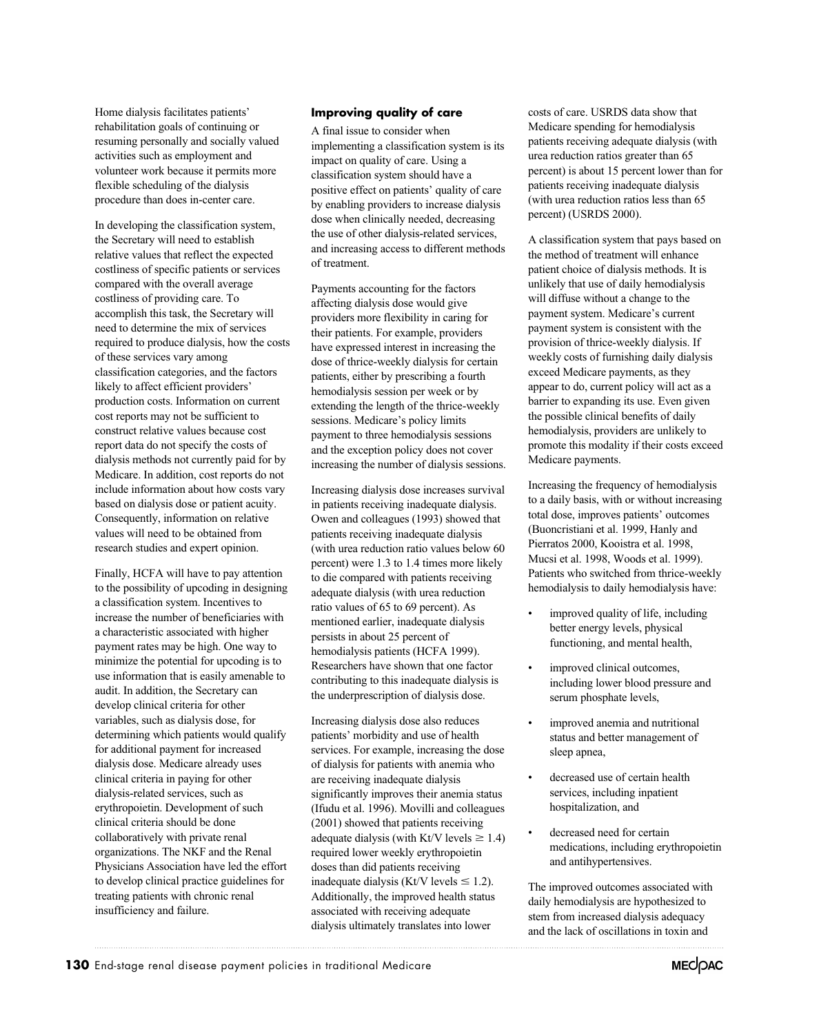Home dialysis facilitates patients' rehabilitation goals of continuing or resuming personally and socially valued activities such as employment and volunteer work because it permits more flexible scheduling of the dialysis procedure than does in-center care.

In developing the classification system, the Secretary will need to establish relative values that reflect the expected costliness of specific patients or services compared with the overall average costliness of providing care. To accomplish this task, the Secretary will need to determine the mix of services required to produce dialysis, how the costs of these services vary among classification categories, and the factors likely to affect efficient providers' production costs. Information on current cost reports may not be sufficient to construct relative values because cost report data do not specify the costs of dialysis methods not currently paid for by Medicare. In addition, cost reports do not include information about how costs vary based on dialysis dose or patient acuity. Consequently, information on relative values will need to be obtained from research studies and expert opinion.

Finally, HCFA will have to pay attention to the possibility of upcoding in designing a classification system. Incentives to increase the number of beneficiaries with a characteristic associated with higher payment rates may be high. One way to minimize the potential for upcoding is to use information that is easily amenable to audit. In addition, the Secretary can develop clinical criteria for other variables, such as dialysis dose, for determining which patients would qualify for additional payment for increased dialysis dose. Medicare already uses clinical criteria in paying for other dialysis-related services, such as erythropoietin. Development of such clinical criteria should be done collaboratively with private renal organizations. The NKF and the Renal Physicians Association have led the effort to develop clinical practice guidelines for treating patients with chronic renal insufficiency and failure.

### Improving quality of care

A final issue to consider when implementing a classification system is its impact on quality of care. Using a classification system should have a positive effect on patients' quality of care by enabling providers to increase dialysis dose when clinically needed, decreasing the use of other dialysis-related services, and increasing access to different methods of treatment.

Payments accounting for the factors affecting dialysis dose would give providers more flexibility in caring for their patients. For example, providers have expressed interest in increasing the dose of thrice-weekly dialysis for certain patients, either by prescribing a fourth hemodialysis session per week or by extending the length of the thrice-weekly sessions. Medicare's policy limits payment to three hemodialysis sessions and the exception policy does not cover increasing the number of dialysis sessions.

Increasing dialysis dose increases survival in patients receiving inadequate dialysis. Owen and colleagues (1993) showed that patients receiving inadequate dialysis (with urea reduction ratio values below 60 percent) were 1.3 to 1.4 times more likely to die compared with patients receiving adequate dialysis (with urea reduction ratio values of 65 to 69 percent). As mentioned earlier, inadequate dialysis persists in about 25 percent of hemodialysis patients (HCFA 1999). Researchers have shown that one factor contributing to this inadequate dialysis is the underprescription of dialysis dose.

Increasing dialysis dose also reduces patients' morbidity and use of health services. For example, increasing the dose of dialysis for patients with anemia who are receiving inadequate dialysis significantly improves their anemia status (Ifudu et al. 1996). Movilli and colleagues (2001) showed that patients receiving adequate dialysis (with Kt/V levels $\geq 1.4$) required lower weekly erythropoietin doses than did patients receiving inadequate dialysis (Kt/V levels $\leq 1.2$). Additionally, the improved health status associated with receiving adequate dialysis ultimately translates into lower costs of care. USRDS data show that Medicare spending for hemodialysis patients receiving adequate dialysis (with urea reduction ratios greater than 65 percent) is about 15 percent lower than for patients receiving inadequate dialysis (with urea reduction ratios less than 65 percent) (USRDS 2000).

A classification system that pays based on the method of treatment will enhance patient choice of dialysis methods. It is unlikely that use of daily hemodialysis will diffuse without a change to the payment system. Medicare's current payment system is consistent with the provision of thrice-weekly dialysis. If weekly costs of furnishing daily dialysis exceed Medicare payments, as they appear to do, current policy will act as a barrier to expanding its use. Even given the possible clinical benefits of daily hemodialysis, providers are unlikely to promote this modality if their costs exceed Medicare payments.

Increasing the frequency of hemodialysis to a daily basis, with or without increasing total dose, improves patients' outcomes (Buoncristiani et al. 1999, Hanly and Pierratos 2000, Kooistra et al. 1998, Mucsi et al. 1998, Woods et al. 1999). Patients who switched from thrice-weekly hemodialysis to daily hemodialysis have:

- improved quality of life, including better energy levels, physical functioning, and mental health,
- improved clinical outcomes, including lower blood pressure and serum phosphate levels,
- improved anemia and nutritional status and better management of sleep apnea,
- decreased use of certain health services, including inpatient hospitalization, and
- decreased need for certain medications, including erythropoietin and antihypertensives.

The improved outcomes associated with daily hemodialysis are hypothesized to stem from increased dialysis adequacy and the lack of oscillations in toxin and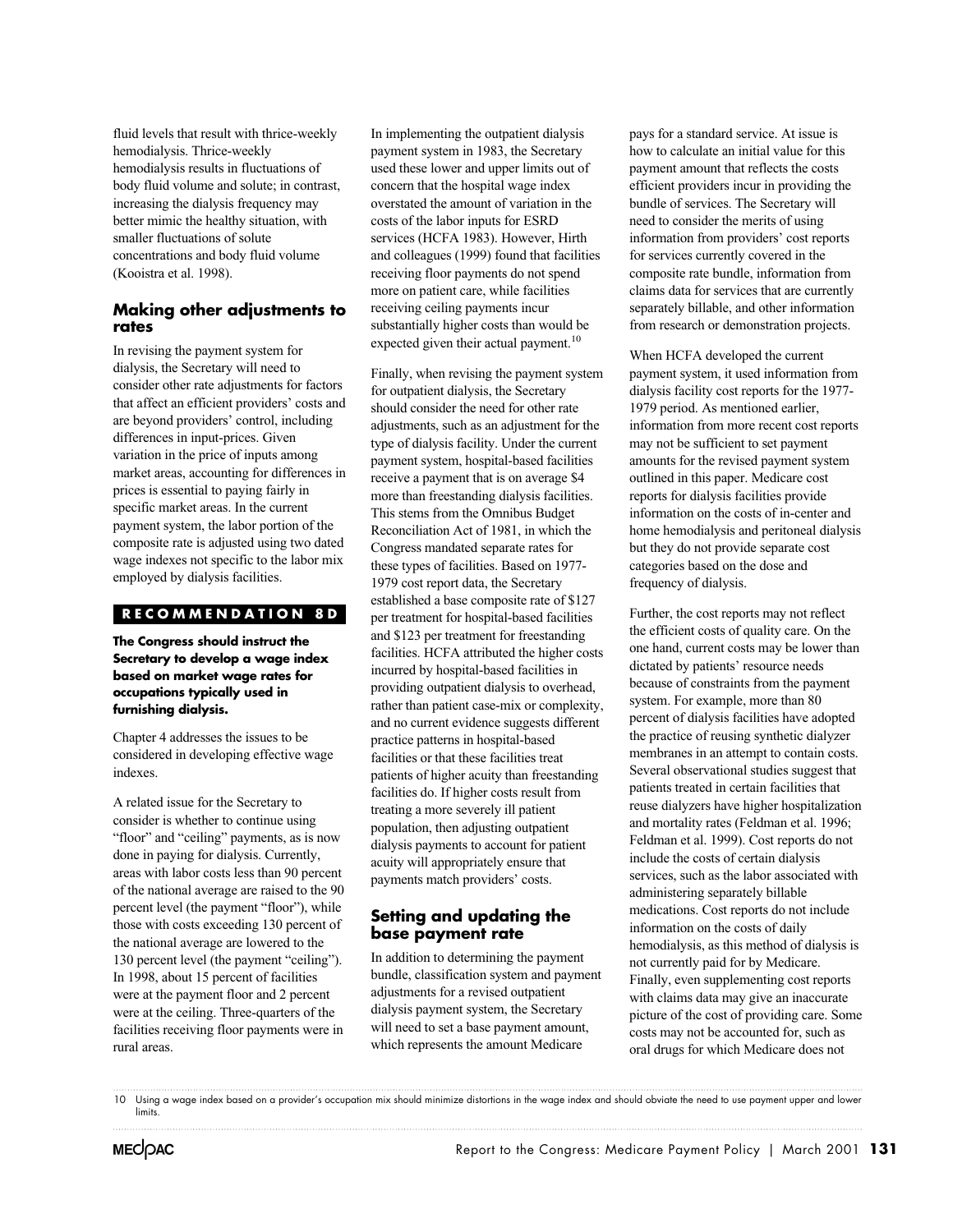fluid levels that result with thrice-weekly hemodialysis. Thrice-weekly hemodialysis results in fluctuations of body fluid volume and solute; in contrast, increasing the dialysis frequency may better mimic the healthy situation, with smaller fluctuations of solute concentrations and body fluid volume (Kooistra et al. 1998).

### Making other adjustments to rates

In revising the payment system for dialysis, the Secretary will need to consider other rate adjustments for factors that affect an efficient providers' costs and are beyond providers' control, including differences in input-prices. Given variation in the price of inputs among market areas, accounting for differences in prices is essential to paying fairly in specific market areas. In the current payment system, the labor portion of the composite rate is adjusted using two dated wage indexes not specific to the labor mix employed by dialysis facilities.

**RECOMMENDATION 8D**

**The Congress should instruct the Secretary to develop a wage index based on market wage rates for occupations typically used in furnishing dialysis.**

Chapter 4 addresses the issues to be considered in developing effective wage indexes.

A related issue for the Secretary to consider is whether to continue using "floor" and "ceiling" payments, as is now done in paying for dialysis. Currently, areas with labor costs less than 90 percent of the national average are raised to the 90 percent level (the payment "floor"), while those with costs exceeding 130 percent of the national average are lowered to the 130 percent level (the payment "ceiling"). In 1998, about 15 percent of facilities were at the payment floor and 2 percent were at the ceiling. Three-quarters of the facilities receiving floor payments were in rural areas.

In implementing the outpatient dialysis payment system in 1983, the Secretary used these lower and upper limits out of concern that the hospital wage index overstated the amount of variation in the costs of the labor inputs for ESRD services (HCFA 1983). However, Hirth and colleagues (1999) found that facilities receiving floor payments do not spend more on patient care, while facilities receiving ceiling payments incur substantially higher costs than would be expected given their actual payment.[10]

Finally, when revising the payment system for outpatient dialysis, the Secretary should consider the need for other rate adjustments, such as an adjustment for the type of dialysis facility. Under the current payment system, hospital-based facilities receive a payment that is on average $4 more than freestanding dialysis facilities. This stems from the Omnibus Budget Reconciliation Act of 1981, in which the Congress mandated separate rates for these types of facilities. Based on 1977-1979 cost report data, the Secretary established a base composite rate of $127 per treatment for hospital-based facilities and $123 per treatment for freestanding facilities. HCFA attributed the higher costs incurred by hospital-based facilities in providing outpatient dialysis to overhead, rather than patient case-mix or complexity, and no current evidence suggests different practice patterns in hospital-based facilities or that these facilities treat patients of higher acuity than freestanding facilities do. If higher costs result from treating a more severely ill patient population, then adjusting outpatient dialysis payments to account for patient acuity will appropriately ensure that payments match providers' costs.

### Setting and updating the base payment rate

In addition to determining the payment bundle, classification system and payment adjustments for a revised outpatient dialysis payment system, the Secretary will need to set a base payment amount, which represents the amount Medicare pays for a standard service. At issue is how to calculate an initial value for this payment amount that reflects the costs efficient providers incur in providing the bundle of services. The Secretary will need to consider the merits of using information from providers' cost reports for services currently covered in the composite rate bundle, information from claims data for services that are currently separately billable, and other information from research or demonstration projects.

When HCFA developed the current payment system, it used information from dialysis facility cost reports for the 1977-1979 period. As mentioned earlier, information from more recent cost reports may not be sufficient to set payment amounts for the revised payment system outlined in this paper. Medicare cost reports for dialysis facilities provide information on the costs of in-center and home hemodialysis and peritoneal dialysis but they do not provide separate cost categories based on the dose and frequency of dialysis.

Further, the cost reports may not reflect the efficient costs of quality care. On the one hand, current costs may be lower than dictated by patients' resource needs because of constraints from the payment system. For example, more than 80 percent of dialysis facilities have adopted the practice of reusing synthetic dialyzer membranes in an attempt to contain costs. Several observational studies suggest that patients treated in certain facilities that reuse dialyzers have higher hospitalization and mortality rates (Feldman et al. 1996; Feldman et al. 1999). Cost reports do not include the costs of certain dialysis services, such as the labor associated with administering separately billable medications. Cost reports do not include information on the costs of daily hemodialysis, as this method of dialysis is not currently paid for by Medicare. Finally, even supplementing cost reports with claims data may give an inaccurate picture of the cost of providing care. Some costs may not be accounted for, such as oral drugs for which Medicare does not

10 Using a wage index based on a provider's occupation mix should minimize distortions in the wage index and should obviate the need to use payment upper and lower limits.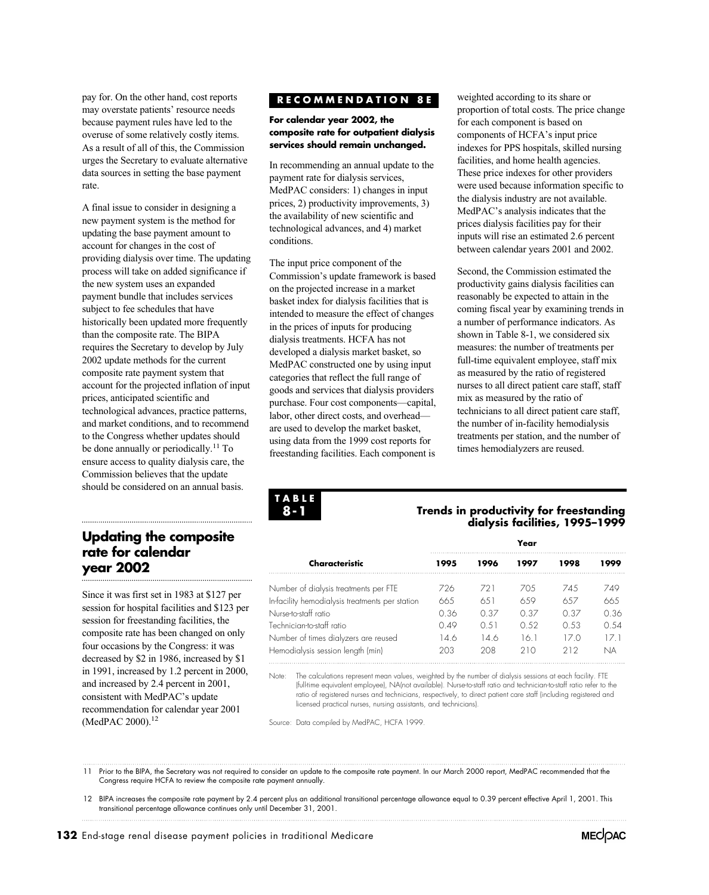pay for. On the other hand, cost reports may overstate patients' resource needs because payment rules have led to the overuse of some relatively costly items. As a result of all of this, the Commission urges the Secretary to evaluate alternative data sources in setting the base payment rate.

A final issue to consider in designing a new payment system is the method for updating the base payment amount to account for changes in the cost of providing dialysis over time. The updating process will take on added significance if the new system uses an expanded payment bundle that includes services subject to fee schedules that have historically been updated more frequently than the composite rate. The BIPA requires the Secretary to develop by July 2002 update methods for the current composite rate payment system that account for the projected inflation of input prices, anticipated scientific and technological advances, practice patterns, and market conditions, and to recommend to the Congress whether updates should be done annually or periodically.[11] To ensure access to quality dialysis care, the Commission believes that the update should be considered on an annual basis.

## Updating the composite rate for calendar year 2002

Since it was first set in 1983 at $127 per session for hospital facilities and $123 per session for freestanding facilities, the composite rate has been changed on only four occasions by the Congress: it was decreased by $2 in 1986, increased by $1 in 1991, increased by 1.2 percent in 2000, and increased by 2.4 percent in 2001, consistent with MedPAC's update recommendation for calendar year 2001 (MedPAC 2000).[12]

**RECOMMENDATION 8E**

**For calendar year 2002, the composite rate for outpatient dialysis services should remain unchanged.**

In recommending an annual update to the payment rate for dialysis services, MedPAC considers: 1) changes in input prices, 2) productivity improvements, 3) the availability of new scientific and technological advances, and 4) market conditions.

The input price component of the Commission's update framework is based on the projected increase in a market basket index for dialysis facilities that is intended to measure the effect of changes in the prices of inputs for producing dialysis treatments. HCFA has not developed a dialysis market basket, so MedPAC constructed one by using input categories that reflect the full range of goods and services that dialysis providers purchase. Four cost components—capital, labor, other direct costs, and overhead—are used to develop the market basket, using data from the 1999 cost reports for freestanding facilities. Each component is weighted according to its share or proportion of total costs. The price change for each component is based on components of HCFA's input price indexes for PPS hospitals, skilled nursing facilities, and home health agencies. These price indexes for other providers were used because information specific to the dialysis industry are not available. MedPAC's analysis indicates that the prices dialysis facilities pay for their inputs will rise an estimated 2.6 percent between calendar years 2001 and 2002.

Second, the Commission estimated the productivity gains dialysis facilities can reasonably be expected to attain in the coming fiscal year by examining trends in a number of performance indicators. As shown in Table 8-1, we considered six measures: the number of treatments per full-time equivalent employee, staff mix as measured by the ratio of registered nurses to all direct patient care staff, staff mix as measured by the ratio of technicians to all direct patient care staff, the number of in-facility hemodialysis treatments per station, and the number of times hemodialyzers are reused.

**TABLE 8-1**

**Trends in productivity for freestanding dialysis facilities, 1995–1999**

| Characteristic | Year | | | | |
|---|---|---|---|---|---|
| | 1995 | 1996 | 1997 | 1998 | 1999 |
| Number of dialysis treatments per FTE | 726 | 721 | 705 | 745 | 749 |
| In-facility hemodialysis treatments per station | 665 | 651 | 659 | 657 | 665 |
| Nurse-to-staff ratio | 0.36 | 0.37 | 0.37 | 0.37 | 0.36 |
| Technician-to-staff ratio | 0.49 | 0.51 | 0.52 | 0.53 | 0.54 |
| Number of times dialyzers are reused | 14.6 | 14.6 | 16.1 | 17.0 | 17.1 |
| Hemodialysis session length (min) | 203 | 208 | 210 | 212 | NA |

Note: The calculations represent mean values, weighted by the number of dialysis sessions at each facility. FTE (full-time equivalent employee), NA(not available). Nurse-to-staff ratio and technician-to-staff ratio refer to the ratio of registered nurses and technicians, respectively, to direct patient care staff (including registered and licensed practical nurses, nursing assistants, and technicians).

Source: Data compiled by MedPAC, HCFA 1999.

11 Prior to the BIPA, the Secretary was not required to consider an update to the composite rate payment. In our March 2000 report, MedPAC recommended that the Congress require HCFA to review the composite rate payment annually.

12 BIPA increases the composite rate payment by 2.4 percent plus an additional transitional percentage allowance equal to 0.39 percent effective April 1, 2001. This transitional percentage allowance continues only until December 31, 2001.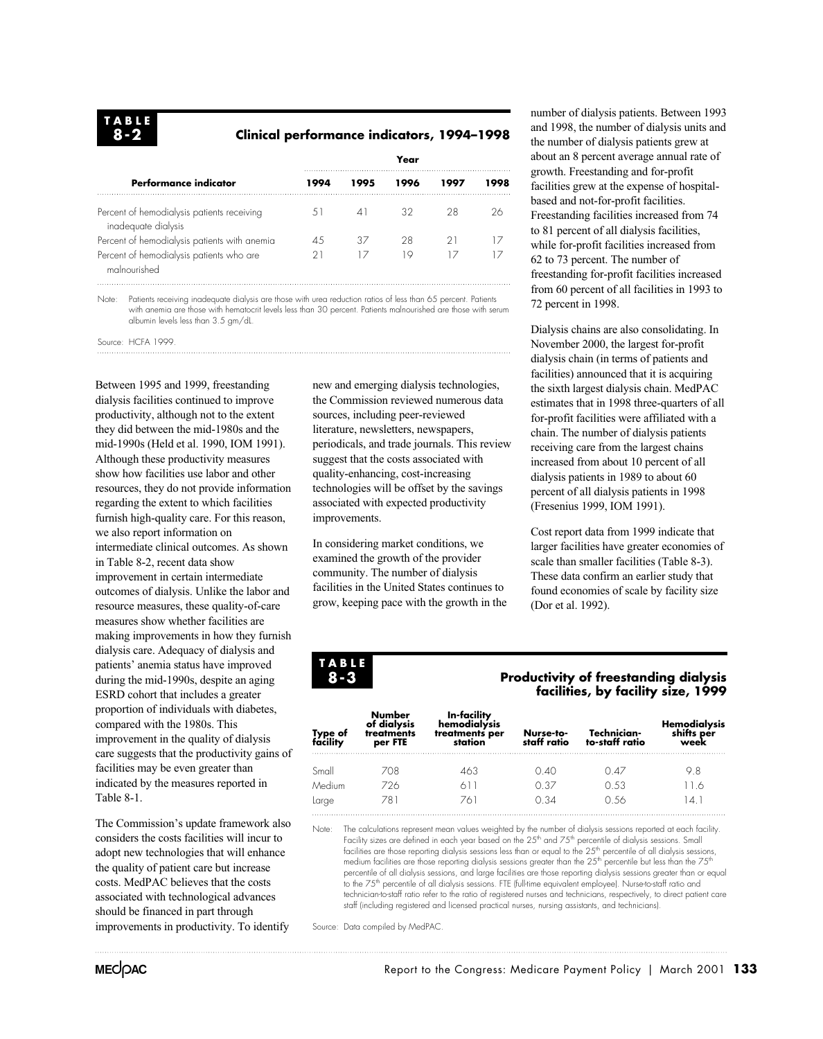**TABLE 8-2**

**Clinical performance indicators, 1994–1998**

| Performance indicator | Year | | | | |
|---|---|---|---|---|---|
| | 1994 | 1995 | 1996 | 1997 | 1998 |
| Percent of hemodialysis patients receiving inadequate dialysis | 51 | 41 | 32 | 28 | 26 |
| Percent of hemodialysis patients with anemia | 45 | 37 | 28 | 21 | 17 |
| Percent of hemodialysis patients who are malnourished | 21 | 17 | 19 | 17 | 17 |

Note: Patients receiving inadequate dialysis are those with urea reduction ratios of less than 65 percent. Patients with anemia are those with hematocrit levels less than 30 percent. Patients malnourished are those with serum albumin levels less than 3.5 gm/dL.

Source: HCFA 1999.

Between 1995 and 1999, freestanding dialysis facilities continued to improve productivity, although not to the extent they did between the mid-1980s and the mid-1990s (Held et al. 1990, IOM 1991). Although these productivity measures show how facilities use labor and other resources, they do not provide information regarding the extent to which facilities furnish high-quality care. For this reason, we also report information on intermediate clinical outcomes. As shown in Table 8-2, recent data show improvement in certain intermediate outcomes of dialysis. Unlike the labor and resource measures, these quality-of-care measures show whether facilities are making improvements in how they furnish dialysis care. Adequacy of dialysis and patients' anemia status have improved during the mid-1990s, despite an aging ESRD cohort that includes a greater proportion of individuals with diabetes, compared with the 1980s. This improvement in the quality of dialysis care suggests that the productivity gains of facilities may be even greater than indicated by the measures reported in Table 8-1.

The Commission's update framework also considers the costs facilities will incur to adopt new technologies that will enhance the quality of patient care but increase costs. MedPAC believes that the costs associated with technological advances should be financed in part through improvements in productivity. To identify new and emerging dialysis technologies, the Commission reviewed numerous data sources, including peer-reviewed literature, newsletters, newspapers, periodicals, and trade journals. This review suggest that the costs associated with quality-enhancing, cost-increasing technologies will be offset by the savings associated with expected productivity improvements.

In considering market conditions, we examined the growth of the provider community. The number of dialysis facilities in the United States continues to grow, keeping pace with the growth in the number of dialysis patients. Between 1993 and 1998, the number of dialysis units and the number of dialysis patients grew at about an 8 percent average annual rate of growth. Freestanding and for-profit facilities grew at the expense of hospital-based and not-for-profit facilities. Freestanding facilities increased from 74 to 81 percent of all dialysis facilities, while for-profit facilities increased from 62 to 73 percent. The number of freestanding for-profit facilities increased from 60 percent of all facilities in 1993 to 72 percent in 1998.

Dialysis chains are also consolidating. In November 2000, the largest for-profit dialysis chain (in terms of patients and facilities) announced that it is acquiring the sixth largest dialysis chain. MedPAC estimates that in 1998 three-quarters of all for-profit facilities were affiliated with a chain. The number of dialysis patients receiving care from the largest chains increased from about 10 percent of all dialysis patients in 1989 to about 60 percent of all dialysis patients in 1998 (Fresenius 1999, IOM 1991).

Cost report data from 1999 indicate that larger facilities have greater economies of scale than smaller facilities (Table 8-3). These data confirm an earlier study that found economies of scale by facility size (Dor et al. 1992).

**TABLE 8-3**

**Productivity of freestanding dialysis facilities, by facility size, 1999**

| Type of facility | Number of dialysis treatments per FTE | In-facility hemodialysis treatments per station | Nurse-to-staff ratio | Technician-to-staff ratio | Hemodialysis shifts per week |
|---|---|---|---|---|---|
| Small | 708 | 463 | 0.40 | 0.47 | 9.8 |
| Medium | 726 | 611 | 0.37 | 0.53 | 11.6 |
| Large | 781 | 761 | 0.34 | 0.56 | 14.1 |

Note: The calculations represent mean values weighted by the number of dialysis sessions reported at each facility. Facility sizes are defined in each year based on the 25th and 75th percentile of dialysis sessions. Small facilities are those reporting dialysis sessions less than or equal to the 25th percentile of all dialysis sessions, medium facilities are those reporting dialysis sessions greater than the 25th percentile but less than the 75th percentile of all dialysis sessions, and large facilities are those reporting dialysis sessions greater than or equal to the 75th percentile of all dialysis sessions. FTE (full-time equivalent employee). Nurse-to-staff ratio and technician-to-staff ratio refer to the ratio of registered nurses and technicians, respectively, to direct patient care staff (including registered and licensed practical nurses, nursing assistants, and technicians).

Source: Data compiled by MedPAC.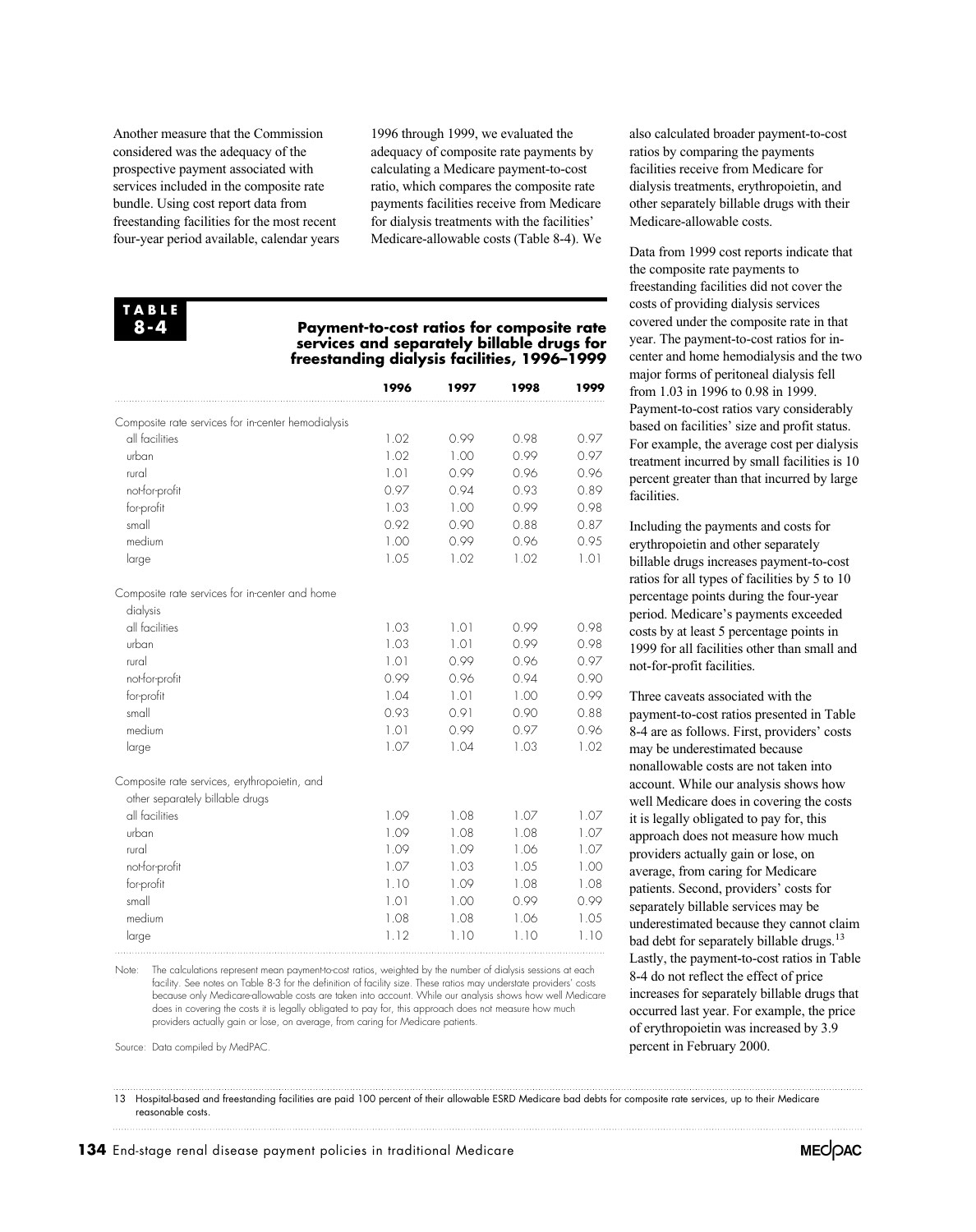Another measure that the Commission considered was the adequacy of the prospective payment associated with services included in the composite rate bundle. Using cost report data from freestanding facilities for the most recent four-year period available, calendar years 1996 through 1999, we evaluated the adequacy of composite rate payments by calculating a Medicare payment-to-cost ratio, which compares the composite rate payments facilities receive from Medicare for dialysis treatments with the facilities' Medicare-allowable costs (Table 8-4). We also calculated broader payment-to-cost ratios by comparing the payments facilities receive from Medicare for dialysis treatments, erythropoietin, and other separately billable drugs with their Medicare-allowable costs.

**TABLE 8-4**

**Payment-to-cost ratios for composite rate services and separately billable drugs for freestanding dialysis facilities, 1996–1999**

| | 1996 | 1997 | 1998 | 1999 |
|---|---|---|---|---|
| Composite rate services for in-center hemodialysis | | | | |
| all facilities | 1.02 | 0.99 | 0.98 | 0.97 |
| urban | 1.02 | 1.00 | 0.99 | 0.97 |
| rural | 1.01 | 0.99 | 0.96 | 0.96 |
| not-for-profit | 0.97 | 0.94 | 0.93 | 0.89 |
| for-profit | 1.03 | 1.00 | 0.99 | 0.98 |
| small | 0.92 | 0.90 | 0.88 | 0.87 |
| medium | 1.00 | 0.99 | 0.96 | 0.95 |
| large | 1.05 | 1.02 | 1.02 | 1.01 |
| Composite rate services for in-center and home dialysis | | | | |
| all facilities | 1.03 | 1.01 | 0.99 | 0.98 |
| urban | 1.03 | 1.01 | 0.99 | 0.98 |
| rural | 1.01 | 0.99 | 0.96 | 0.97 |
| not-for-profit | 0.99 | 0.96 | 0.94 | 0.90 |
| for-profit | 1.04 | 1.01 | 1.00 | 0.99 |
| small | 0.93 | 0.91 | 0.90 | 0.88 |
| medium | 1.01 | 0.99 | 0.97 | 0.96 |
| large | 1.07 | 1.04 | 1.03 | 1.02 |
| Composite rate services, erythropoietin, and other separately billable drugs | | | | |
| all facilities | 1.09 | 1.08 | 1.07 | 1.07 |
| urban | 1.09 | 1.08 | 1.08 | 1.07 |
| rural | 1.09 | 1.09 | 1.06 | 1.07 |
| not-for-profit | 1.07 | 1.03 | 1.05 | 1.00 |
| for-profit | 1.10 | 1.09 | 1.08 | 1.08 |
| small | 1.01 | 1.00 | 0.99 | 0.99 |
| medium | 1.08 | 1.08 | 1.06 | 1.05 |
| large | 1.12 | 1.10 | 1.10 | 1.10 |

Note: The calculations represent mean payment-to-cost ratios, weighted by the number of dialysis sessions at each facility. See notes on Table 8-3 for the definition of facility size. These ratios may understate providers' costs because only Medicare-allowable costs are taken into account. While our analysis shows how well Medicare does in covering the costs it is legally obligated to pay for, this approach does not measure how much providers actually gain or lose, on average, from caring for Medicare patients.

Source: Data compiled by MedPAC.

Data from 1999 cost reports indicate that the composite rate payments to freestanding facilities did not cover the costs of providing dialysis services covered under the composite rate in that year. The payment-to-cost ratios for in-center and home hemodialysis and the two major forms of peritoneal dialysis fell from 1.03 in 1996 to 0.98 in 1999. Payment-to-cost ratios vary considerably based on facilities' size and profit status. For example, the average cost per dialysis treatment incurred by small facilities is 10 percent greater than that incurred by large facilities.

Including the payments and costs for erythropoietin and other separately billable drugs increases payment-to-cost ratios for all types of facilities by 5 to 10 percentage points during the four-year period. Medicare's payments exceeded costs by at least 5 percentage points in 1999 for all facilities other than small and not-for-profit facilities.

Three caveats associated with the payment-to-cost ratios presented in Table 8-4 are as follows. First, providers' costs may be underestimated because nonallowable costs are not taken into account. While our analysis shows how well Medicare does in covering the costs it is legally obligated to pay for, this approach does not measure how much providers actually gain or lose, on average, from caring for Medicare patients. Second, providers' costs for separately billable services may be underestimated because they cannot claim bad debt for separately billable drugs.[13] Lastly, the payment-to-cost ratios in Table 8-4 do not reflect the effect of price increases for separately billable drugs that occurred last year. For example, the price of erythropoietin was increased by 3.9 percent in February 2000.

13 Hospital-based and freestanding facilities are paid 100 percent of their allowable ESRD Medicare bad debts for composite rate services, up to their Medicare reasonable costs.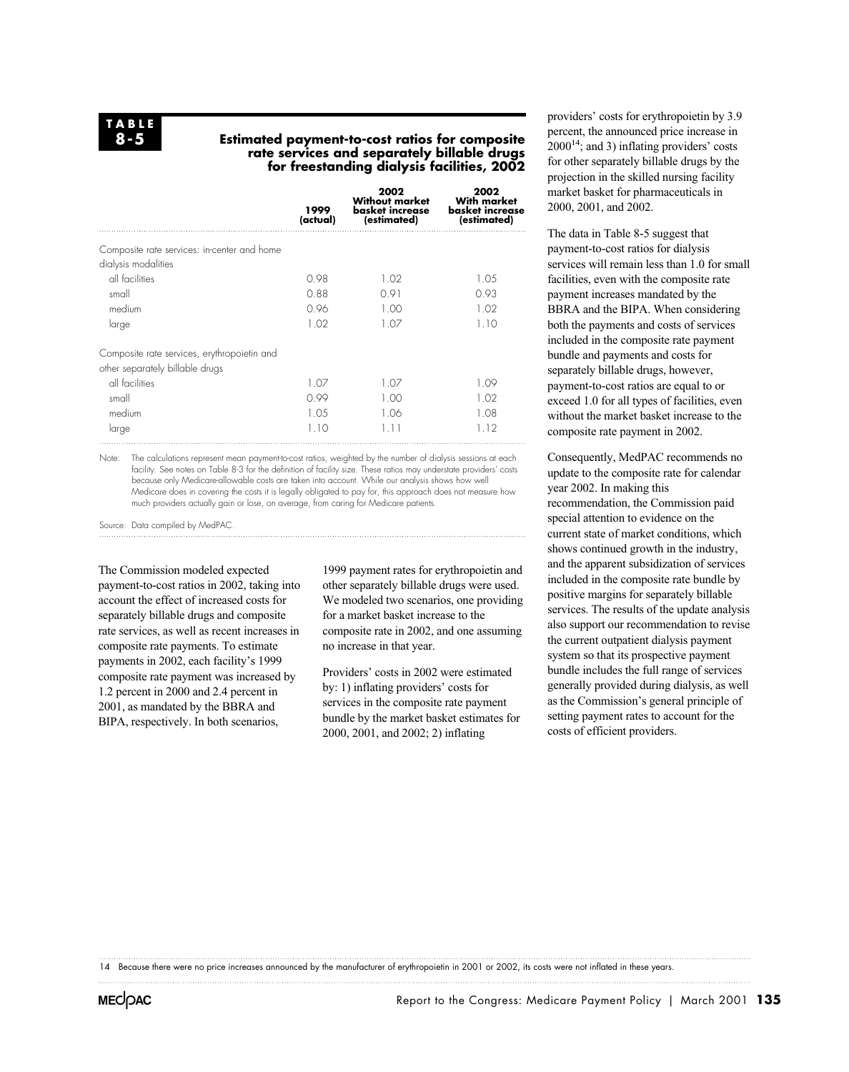**TABLE 8-5**

**Estimated payment-to-cost ratios for composite rate services and separately billable drugs for freestanding dialysis facilities, 2002**

| | 1999 (actual) | 2002 Without market basket increase (estimated) | 2002 With market basket increase (estimated) |
|---|---|---|---|
| Composite rate services: in-center and home dialysis modalities | | | |
| all facilities | 0.98 | 1.02 | 1.05 |
| small | 0.88 | 0.91 | 0.93 |
| medium | 0.96 | 1.00 | 1.02 |
| large | 1.02 | 1.07 | 1.10 |
| Composite rate services, erythropoietin and other separately billable drugs | | | |
| all facilities | 1.07 | 1.07 | 1.09 |
| small | 0.99 | 1.00 | 1.02 |
| medium | 1.05 | 1.06 | 1.08 |
| large | 1.10 | 1.11 | 1.12 |

Note: The calculations represent mean payment-to-cost ratios, weighted by the number of dialysis sessions at each facility. See notes on Table 8-3 for the definition of facility size. These ratios may understate providers' costs because only Medicare-allowable costs are taken into account. While our analysis shows how well Medicare does in covering the costs it is legally obligated to pay for, this approach does not measure how much providers actually gain or lose, on average, from caring for Medicare patients.

Source: Data compiled by MedPAC.

The Commission modeled expected payment-to-cost ratios in 2002, taking into account the effect of increased costs for separately billable drugs and composite rate services, as well as recent increases in composite rate payments. To estimate payments in 2002, each facility's 1999 composite rate payment was increased by 1.2 percent in 2000 and 2.4 percent in 2001, as mandated by the BBRA and BIPA, respectively. In both scenarios, 1999 payment rates for erythropoietin and other separately billable drugs were used. We modeled two scenarios, one providing for a market basket increase to the composite rate in 2002, and one assuming no increase in that year.

Providers' costs in 2002 were estimated by: 1) inflating providers' costs for services in the composite rate payment bundle by the market basket estimates for 2000, 2001, and 2002; 2) inflating providers' costs for erythropoietin by 3.9 percent, the announced price increase in 2000[14]; and 3) inflating providers' costs for other separately billable drugs by the projection in the skilled nursing facility market basket for pharmaceuticals in 2000, 2001, and 2002.

The data in Table 8-5 suggest that payment-to-cost ratios for dialysis services will remain less than 1.0 for small facilities, even with the composite rate payment increases mandated by the BBRA and the BIPA. When considering both the payments and costs of services included in the composite rate payment bundle and payments and costs for separately billable drugs, however, payment-to-cost ratios are equal to or exceed 1.0 for all types of facilities, even without the market basket increase to the composite rate payment in 2002.

Consequently, MedPAC recommends no update to the composite rate for calendar year 2002. In making this recommendation, the Commission paid special attention to evidence on the current state of market conditions, which shows continued growth in the industry, and the apparent subsidization of services included in the composite rate bundle by positive margins for separately billable services. The results of the update analysis also support our recommendation to revise the current outpatient dialysis payment system so that its prospective payment bundle includes the full range of services generally provided during dialysis, as well as the Commission's general principle of setting payment rates to account for the costs of efficient providers.

14 Because there were no price increases announced by the manufacturer of erythropoietin in 2001 or 2002, its costs were not inflated in these years.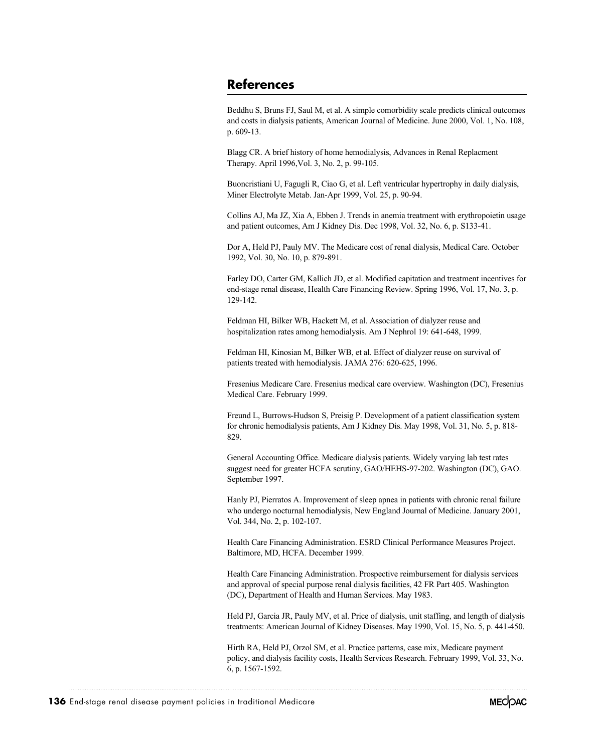## References

Beddhu S, Bruns FJ, Saul M, et al. A simple comorbidity scale predicts clinical outcomes and costs in dialysis patients, American Journal of Medicine. June 2000, Vol. 1, No. 108, p. 609-13.

Blagg CR. A brief history of home hemodialysis, Advances in Renal Replacment Therapy. April 1996,Vol. 3, No. 2, p. 99-105.

Buoncristiani U, Fagugli R, Ciao G, et al. Left ventricular hypertrophy in daily dialysis, Miner Electrolyte Metab. Jan-Apr 1999, Vol. 25, p. 90-94.

Collins AJ, Ma JZ, Xia A, Ebben J. Trends in anemia treatment with erythropoietin usage and patient outcomes, Am J Kidney Dis. Dec 1998, Vol. 32, No. 6, p. S133-41.

Dor A, Held PJ, Pauly MV. The Medicare cost of renal dialysis, Medical Care. October 1992, Vol. 30, No. 10, p. 879-891.

Farley DO, Carter GM, Kallich JD, et al. Modified capitation and treatment incentives for end-stage renal disease, Health Care Financing Review. Spring 1996, Vol. 17, No. 3, p. 129-142.

Feldman HI, Bilker WB, Hackett M, et al. Association of dialyzer reuse and hospitalization rates among hemodialysis. Am J Nephrol 19: 641-648, 1999.

Feldman HI, Kinosian M, Bilker WB, et al. Effect of dialyzer reuse on survival of patients treated with hemodialysis. JAMA 276: 620-625, 1996.

Fresenius Medicare Care. Fresenius medical care overview. Washington (DC), Fresenius Medical Care. February 1999.

Freund L, Burrows-Hudson S, Preisig P. Development of a patient classification system for chronic hemodialysis patients, Am J Kidney Dis. May 1998, Vol. 31, No. 5, p. 818-829.

General Accounting Office. Medicare dialysis patients. Widely varying lab test rates suggest need for greater HCFA scrutiny, GAO/HEHS-97-202. Washington (DC), GAO. September 1997.

Hanly PJ, Pierratos A. Improvement of sleep apnea in patients with chronic renal failure who undergo nocturnal hemodialysis, New England Journal of Medicine. January 2001, Vol. 344, No. 2, p. 102-107.

Health Care Financing Administration. ESRD Clinical Performance Measures Project. Baltimore, MD, HCFA. December 1999.

Health Care Financing Administration. Prospective reimbursement for dialysis services and approval of special purpose renal dialysis facilities, 42 FR Part 405. Washington (DC), Department of Health and Human Services. May 1983.

Held PJ, Garcia JR, Pauly MV, et al. Price of dialysis, unit staffing, and length of dialysis treatments: American Journal of Kidney Diseases. May 1990, Vol. 15, No. 5, p. 441-450.

Hirth RA, Held PJ, Orzol SM, et al. Practice patterns, case mix, Medicare payment policy, and dialysis facility costs, Health Services Research. February 1999, Vol. 33, No. 6, p. 1567-1592.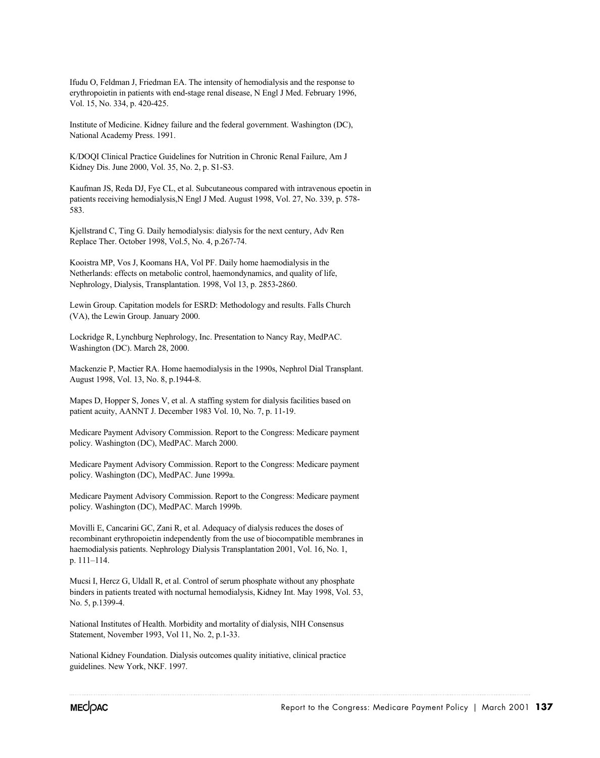Ifudu O, Feldman J, Friedman EA. The intensity of hemodialysis and the response to erythropoietin in patients with end-stage renal disease, N Engl J Med. February 1996, Vol. 15, No. 334, p. 420-425.

Institute of Medicine. Kidney failure and the federal government. Washington (DC), National Academy Press. 1991.

K/DOQI Clinical Practice Guidelines for Nutrition in Chronic Renal Failure, Am J Kidney Dis. June 2000, Vol. 35, No. 2, p. S1-S3.

Kaufman JS, Reda DJ, Fye CL, et al. Subcutaneous compared with intravenous epoetin in patients receiving hemodialysis,N Engl J Med. August 1998, Vol. 27, No. 339, p. 578-583.

Kjellstrand C, Ting G. Daily hemodialysis: dialysis for the next century, Adv Ren Replace Ther. October 1998, Vol.5, No. 4, p.267-74.

Kooistra MP, Vos J, Koomans HA, Vol PF. Daily home haemodialysis in the Netherlands: effects on metabolic control, haemondynamics, and quality of life, Nephrology, Dialysis, Transplantation. 1998, Vol 13, p. 2853-2860.

Lewin Group. Capitation models for ESRD: Methodology and results. Falls Church (VA), the Lewin Group. January 2000.

Lockridge R, Lynchburg Nephrology, Inc. Presentation to Nancy Ray, MedPAC. Washington (DC). March 28, 2000.

Mackenzie P, Mactier RA. Home haemodialysis in the 1990s, Nephrol Dial Transplant. August 1998, Vol. 13, No. 8, p.1944-8.

Mapes D, Hopper S, Jones V, et al. A staffing system for dialysis facilities based on patient acuity, AANNT J. December 1983 Vol. 10, No. 7, p. 11-19.

Medicare Payment Advisory Commission. Report to the Congress: Medicare payment policy. Washington (DC), MedPAC. March 2000.

Medicare Payment Advisory Commission. Report to the Congress: Medicare payment policy. Washington (DC), MedPAC. June 1999a.

Medicare Payment Advisory Commission. Report to the Congress: Medicare payment policy. Washington (DC), MedPAC. March 1999b.

Movilli E, Cancarini GC, Zani R, et al. Adequacy of dialysis reduces the doses of recombinant erythropoietin independently from the use of biocompatible membranes in haemodialysis patients. Nephrology Dialysis Transplantation 2001, Vol. 16, No. 1, p. 111–114.

Mucsi I, Hercz G, Uldall R, et al. Control of serum phosphate without any phosphate binders in patients treated with nocturnal hemodialysis, Kidney Int. May 1998, Vol. 53, No. 5, p.1399-4.

National Institutes of Health. Morbidity and mortality of dialysis, NIH Consensus Statement, November 1993, Vol 11, No. 2, p.1-33.

National Kidney Foundation. Dialysis outcomes quality initiative, clinical practice guidelines. New York, NKF. 1997.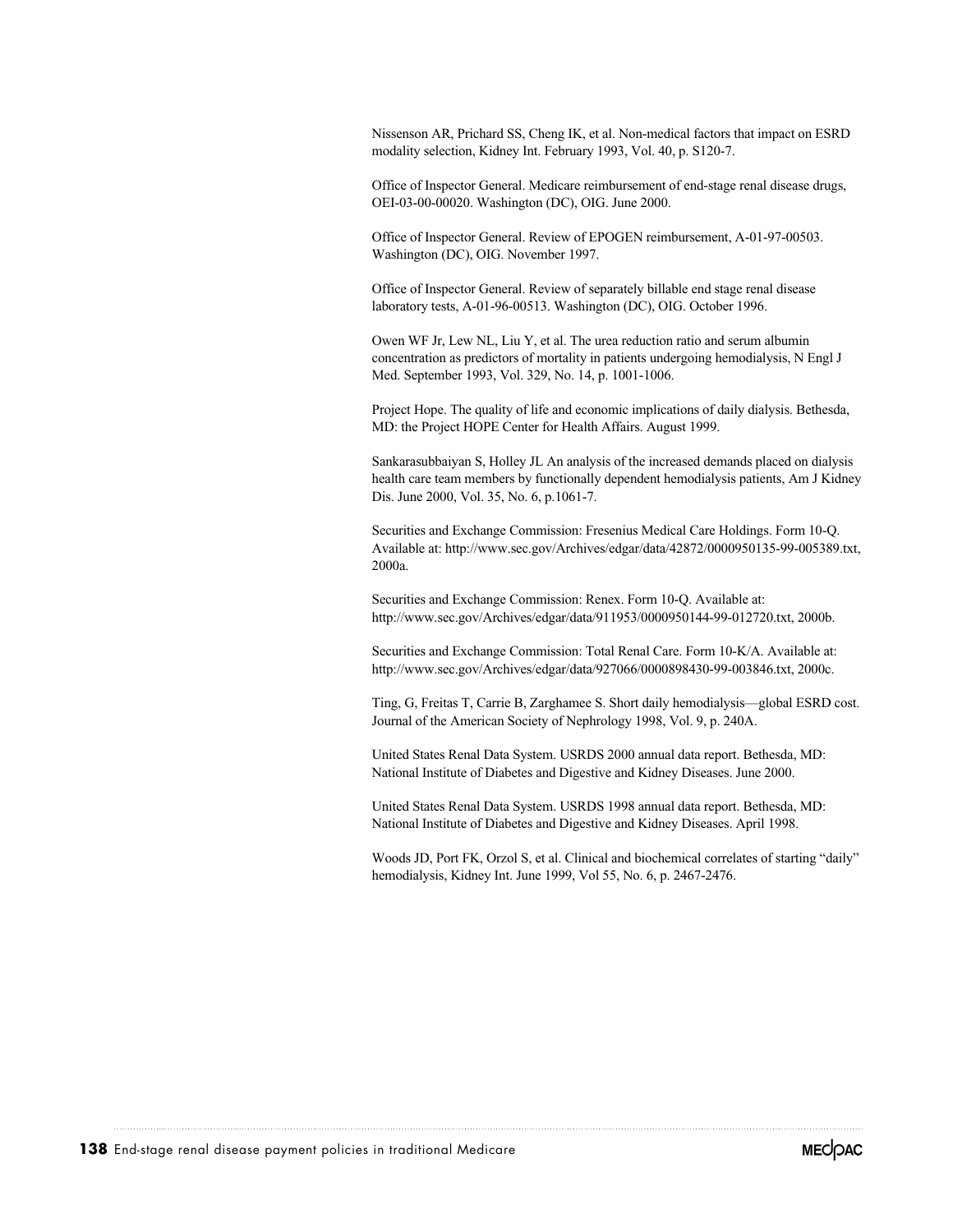Nissenson AR, Prichard SS, Cheng IK, et al. Non-medical factors that impact on ESRD modality selection, Kidney Int. February 1993, Vol. 40, p. S120-7.

Office of Inspector General. Medicare reimbursement of end-stage renal disease drugs, OEI-03-00-00020. Washington (DC), OIG. June 2000.

Office of Inspector General. Review of EPOGEN reimbursement, A-01-97-00503. Washington (DC), OIG. November 1997.

Office of Inspector General. Review of separately billable end stage renal disease laboratory tests, A-01-96-00513. Washington (DC), OIG. October 1996.

Owen WF Jr, Lew NL, Liu Y, et al. The urea reduction ratio and serum albumin concentration as predictors of mortality in patients undergoing hemodialysis, N Engl J Med. September 1993, Vol. 329, No. 14, p. 1001-1006.

Project Hope. The quality of life and economic implications of daily dialysis. Bethesda, MD: the Project HOPE Center for Health Affairs. August 1999.

Sankarasubbaiyan S, Holley JL An analysis of the increased demands placed on dialysis health care team members by functionally dependent hemodialysis patients, Am J Kidney Dis. June 2000, Vol. 35, No. 6, p.1061-7.

Securities and Exchange Commission: Fresenius Medical Care Holdings. Form 10-Q. Available at: http://www.sec.gov/Archives/edgar/data/42872/0000950135-99-005389.txt, 2000a.

Securities and Exchange Commission: Renex. Form 10-Q. Available at: http://www.sec.gov/Archives/edgar/data/911953/0000950144-99-012720.txt, 2000b.

Securities and Exchange Commission: Total Renal Care. Form 10-K/A. Available at: http://www.sec.gov/Archives/edgar/data/927066/0000898430-99-003846.txt, 2000c.

Ting, G, Freitas T, Carrie B, Zarghamee S. Short daily hemodialysis—global ESRD cost. Journal of the American Society of Nephrology 1998, Vol. 9, p. 240A.

United States Renal Data System. USRDS 2000 annual data report. Bethesda, MD: National Institute of Diabetes and Digestive and Kidney Diseases. June 2000.

United States Renal Data System. USRDS 1998 annual data report. Bethesda, MD: National Institute of Diabetes and Digestive and Kidney Diseases. April 1998.

Woods JD, Port FK, Orzol S, et al. Clinical and biochemical correlates of starting "daily" hemodialysis, Kidney Int. June 1999, Vol 55, No. 6, p. 2467-2476.